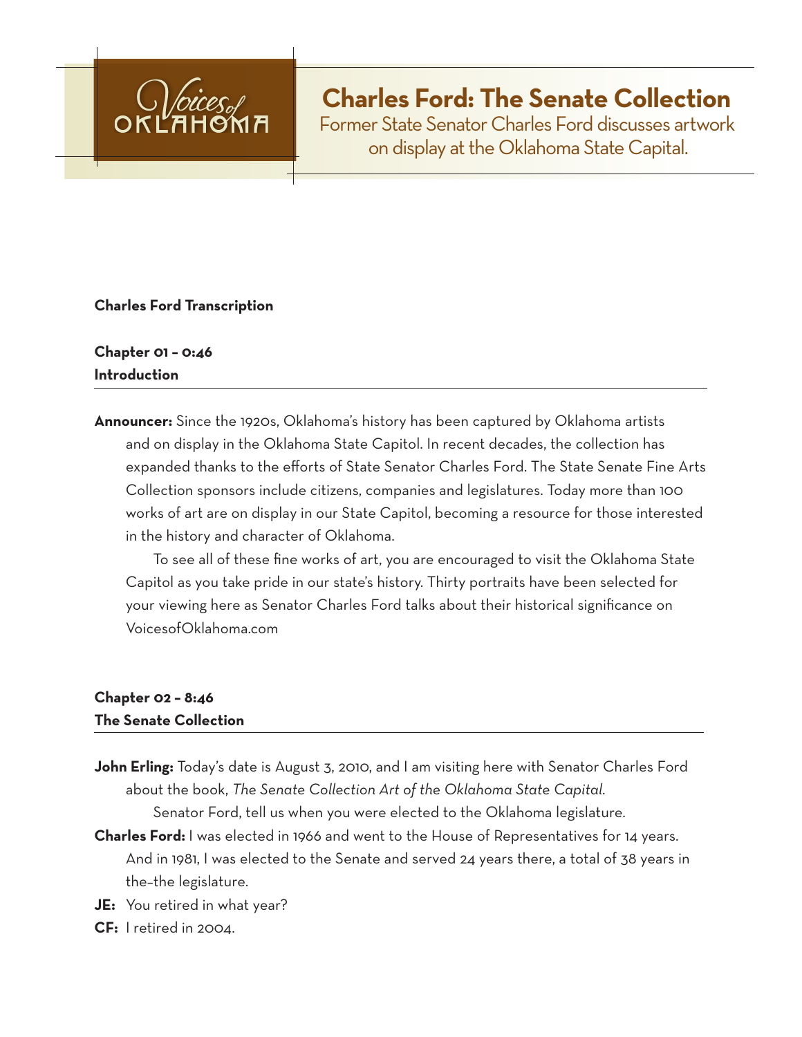Voices of Oklahoma

# Charles Ford: The Senate Collection

Former State Senator Charles Ford discusses artwork on display at the Oklahoma State Capital.

**Charles Ford Transcription**

## Chapter 01 – 0:46
## Introduction

**Announcer:** Since the 1920s, Oklahoma's history has been captured by Oklahoma artists and on display in the Oklahoma State Capitol. In recent decades, the collection has expanded thanks to the efforts of State Senator Charles Ford. The State Senate Fine Arts Collection sponsors include citizens, companies and legislatures. Today more than 100 works of art are on display in our State Capitol, becoming a resource for those interested in the history and character of Oklahoma.

To see all of these fine works of art, you are encouraged to visit the Oklahoma State Capitol as you take pride in our state's history. Thirty portraits have been selected for your viewing here as Senator Charles Ford talks about their historical significance on VoicesofOklahoma.com

## Chapter 02 – 8:46
## The Senate Collection

**John Erling:** Today's date is August 3, 2010, and I am visiting here with Senator Charles Ford about the book, *The Senate Collection Art of the Oklahoma State Capital*.

Senator Ford, tell us when you were elected to the Oklahoma legislature.

**Charles Ford:** I was elected in 1966 and went to the House of Representatives for 14 years. And in 1981, I was elected to the Senate and served 24 years there, a total of 38 years in the–the legislature.

**JE:** You retired in what year?

**CF:** I retired in 2004.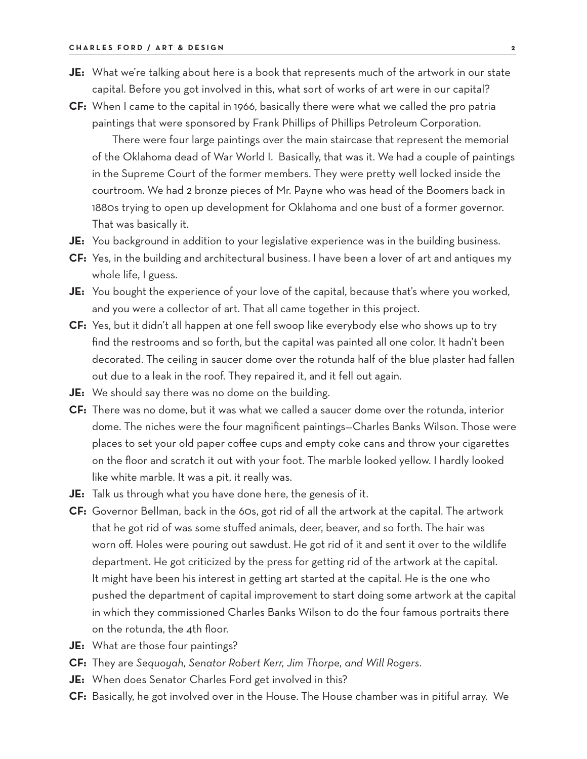**JE:** What we're talking about here is a book that represents much of the artwork in our state capital. Before you got involved in this, what sort of works of art were in our capital?

**CF:** When I came to the capital in 1966, basically there were what we called the pro patria paintings that were sponsored by Frank Phillips of Phillips Petroleum Corporation.

There were four large paintings over the main staircase that represent the memorial of the Oklahoma dead of War World I. Basically, that was it. We had a couple of paintings in the Supreme Court of the former members. They were pretty well locked inside the courtroom. We had 2 bronze pieces of Mr. Payne who was head of the Boomers back in 1880s trying to open up development for Oklahoma and one bust of a former governor. That was basically it.

**JE:** You background in addition to your legislative experience was in the building business.

**CF:** Yes, in the building and architectural business. I have been a lover of art and antiques my whole life, I guess.

**JE:** You bought the experience of your love of the capital, because that's where you worked, and you were a collector of art. That all came together in this project.

**CF:** Yes, but it didn't all happen at one fell swoop like everybody else who shows up to try find the restrooms and so forth, but the capital was painted all one color. It hadn't been decorated. The ceiling in saucer dome over the rotunda half of the blue plaster had fallen out due to a leak in the roof. They repaired it, and it fell out again.

**JE:** We should say there was no dome on the building.

**CF:** There was no dome, but it was what we called a saucer dome over the rotunda, interior dome. The niches were the four magnificent paintings—Charles Banks Wilson. Those were places to set your old paper coffee cups and empty coke cans and throw your cigarettes on the floor and scratch it out with your foot. The marble looked yellow. I hardly looked like white marble. It was a pit, it really was.

**JE:** Talk us through what you have done here, the genesis of it.

**CF:** Governor Bellman, back in the 60s, got rid of all the artwork at the capital. The artwork that he got rid of was some stuffed animals, deer, beaver, and so forth. The hair was worn off. Holes were pouring out sawdust. He got rid of it and sent it over to the wildlife department. He got criticized by the press for getting rid of the artwork at the capital. It might have been his interest in getting art started at the capital. He is the one who pushed the department of capital improvement to start doing some artwork at the capital in which they commissioned Charles Banks Wilson to do the four famous portraits there on the rotunda, the 4th floor.

**JE:** What are those four paintings?

**CF:** They are *Sequoyah, Senator Robert Kerr, Jim Thorpe, and Will Rogers*.

**JE:** When does Senator Charles Ford get involved in this?

**CF:** Basically, he got involved over in the House. The House chamber was in pitiful array. We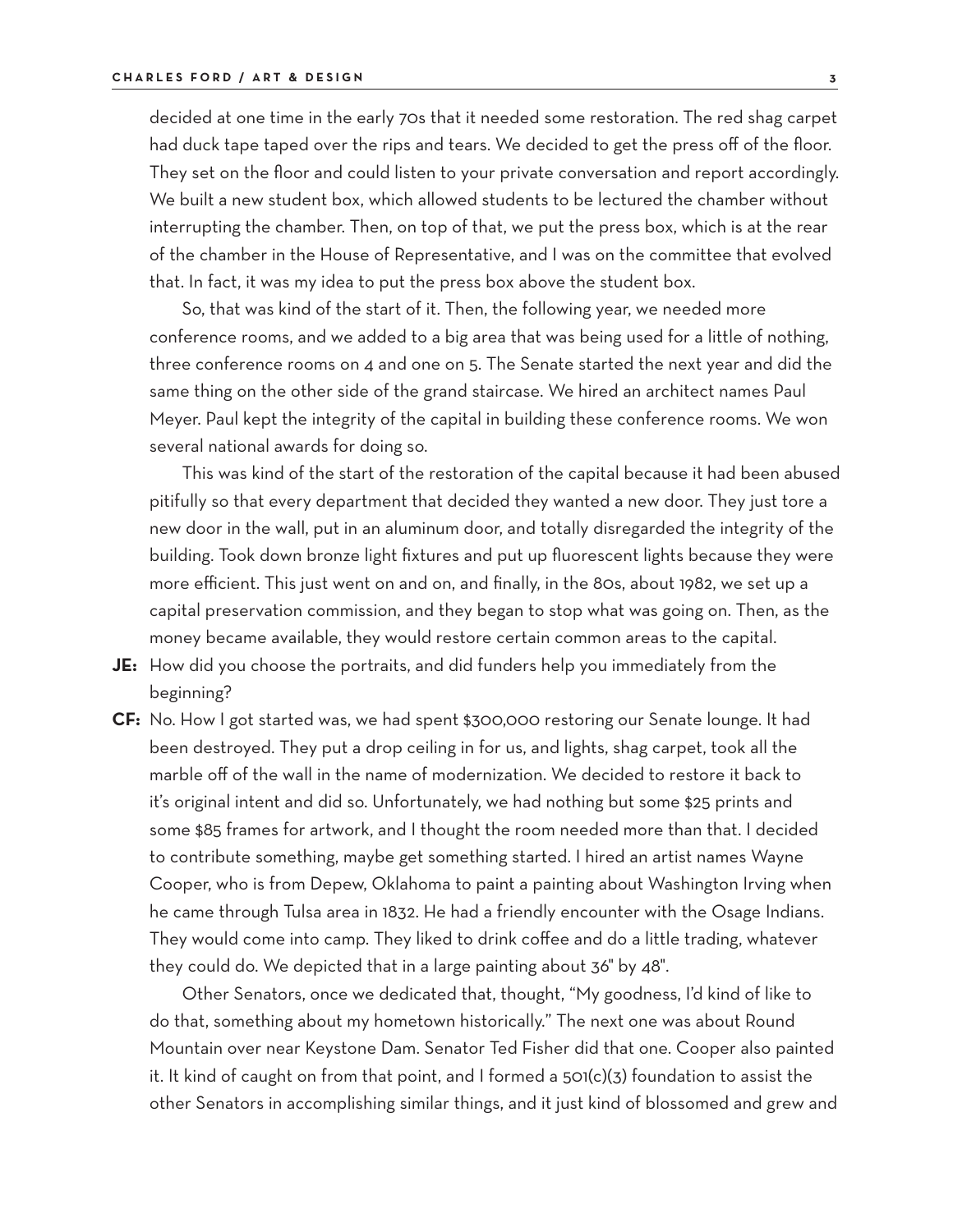decided at one time in the early 70s that it needed some restoration. The red shag carpet had duck tape taped over the rips and tears. We decided to get the press off of the floor. They set on the floor and could listen to your private conversation and report accordingly. We built a new student box, which allowed students to be lectured the chamber without interrupting the chamber. Then, on top of that, we put the press box, which is at the rear of the chamber in the House of Representative, and I was on the committee that evolved that. In fact, it was my idea to put the press box above the student box.

So, that was kind of the start of it. Then, the following year, we needed more conference rooms, and we added to a big area that was being used for a little of nothing, three conference rooms on 4 and one on 5. The Senate started the next year and did the same thing on the other side of the grand staircase. We hired an architect names Paul Meyer. Paul kept the integrity of the capital in building these conference rooms. We won several national awards for doing so.

This was kind of the start of the restoration of the capital because it had been abused pitifully so that every department that decided they wanted a new door. They just tore a new door in the wall, put in an aluminum door, and totally disregarded the integrity of the building. Took down bronze light fixtures and put up fluorescent lights because they were more efficient. This just went on and on, and finally, in the 80s, about 1982, we set up a capital preservation commission, and they began to stop what was going on. Then, as the money became available, they would restore certain common areas to the capital.

**JE:** How did you choose the portraits, and did funders help you immediately from the beginning?

**CF:** No. How I got started was, we had spent $300,000 restoring our Senate lounge. It had been destroyed. They put a drop ceiling in for us, and lights, shag carpet, took all the marble off of the wall in the name of modernization. We decided to restore it back to it's original intent and did so. Unfortunately, we had nothing but some $25 prints and some $85 frames for artwork, and I thought the room needed more than that. I decided to contribute something, maybe get something started. I hired an artist names Wayne Cooper, who is from Depew, Oklahoma to paint a painting about Washington Irving when he came through Tulsa area in 1832. He had a friendly encounter with the Osage Indians. They would come into camp. They liked to drink coffee and do a little trading, whatever they could do. We depicted that in a large painting about 36" by 48".

Other Senators, once we dedicated that, thought, "My goodness, I'd kind of like to do that, something about my hometown historically." The next one was about Round Mountain over near Keystone Dam. Senator Ted Fisher did that one. Cooper also painted it. It kind of caught on from that point, and I formed a 501(c)(3) foundation to assist the other Senators in accomplishing similar things, and it just kind of blossomed and grew and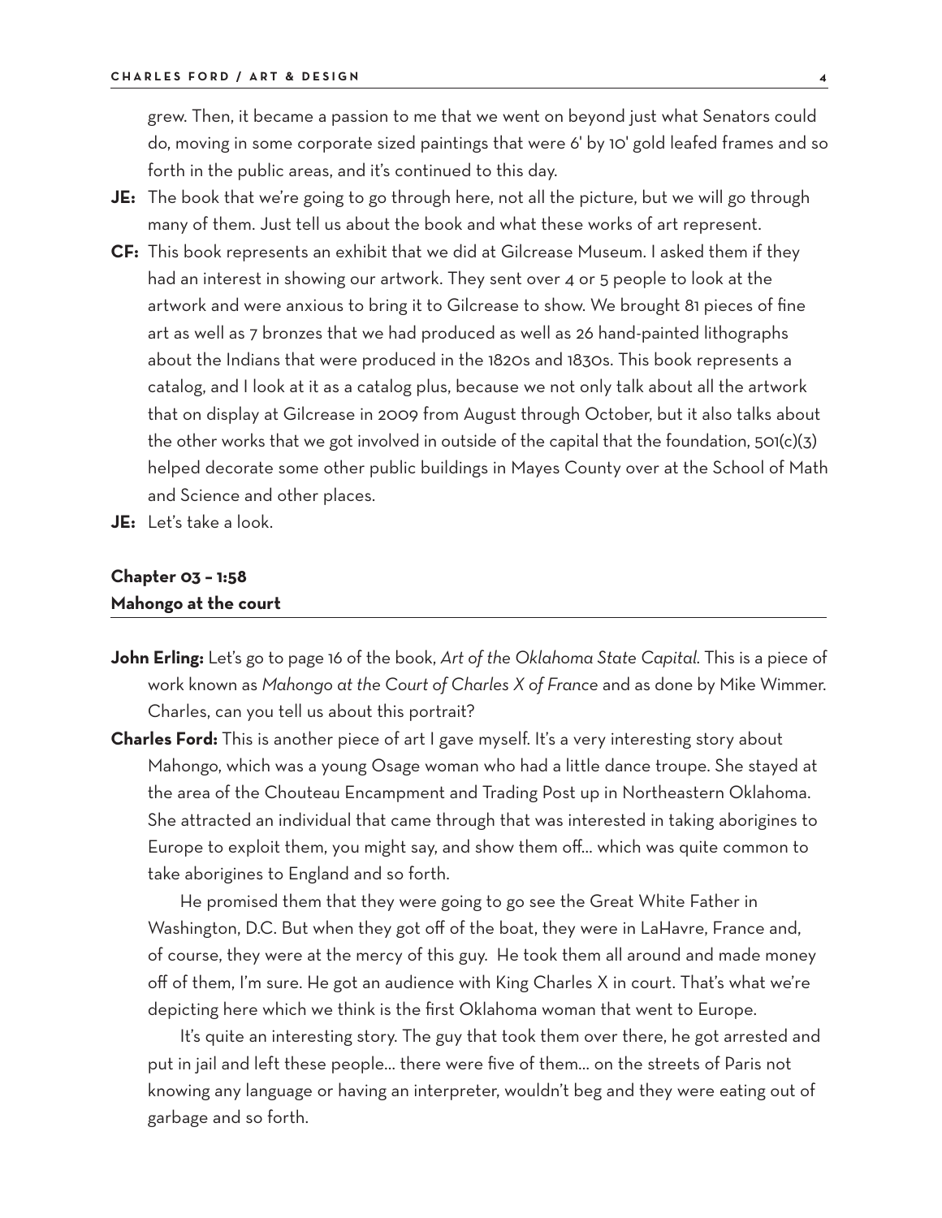grew. Then, it became a passion to me that we went on beyond just what Senators could do, moving in some corporate sized paintings that were 6' by 10' gold leafed frames and so forth in the public areas, and it's continued to this day.

**JE:** The book that we're going to go through here, not all the picture, but we will go through many of them. Just tell us about the book and what these works of art represent.

**CF:** This book represents an exhibit that we did at Gilcrease Museum. I asked them if they had an interest in showing our artwork. They sent over 4 or 5 people to look at the artwork and were anxious to bring it to Gilcrease to show. We brought 81 pieces of fine art as well as 7 bronzes that we had produced as well as 26 hand-painted lithographs about the Indians that were produced in the 1820s and 1830s. This book represents a catalog, and I look at it as a catalog plus, because we not only talk about all the artwork that on display at Gilcrease in 2009 from August through October, but it also talks about the other works that we got involved in outside of the capital that the foundation, 501(c)(3) helped decorate some other public buildings in Mayes County over at the School of Math and Science and other places.

**JE:** Let's take a look.

## Chapter 03 – 1:58
## Mahongo at the court

**John Erling:** Let's go to page 16 of the book, *Art of the Oklahoma State Capital*. This is a piece of work known as *Mahongo at the Court of Charles X of France* and as done by Mike Wimmer. Charles, can you tell us about this portrait?

**Charles Ford:** This is another piece of art I gave myself. It's a very interesting story about Mahongo, which was a young Osage woman who had a little dance troupe. She stayed at the area of the Chouteau Encampment and Trading Post up in Northeastern Oklahoma. She attracted an individual that came through that was interested in taking aborigines to Europe to exploit them, you might say, and show them off... which was quite common to take aborigines to England and so forth.

He promised them that they were going to go see the Great White Father in Washington, D.C. But when they got off of the boat, they were in LaHavre, France and, of course, they were at the mercy of this guy. He took them all around and made money off of them, I'm sure. He got an audience with King Charles X in court. That's what we're depicting here which we think is the first Oklahoma woman that went to Europe.

It's quite an interesting story. The guy that took them over there, he got arrested and put in jail and left these people... there were five of them... on the streets of Paris not knowing any language or having an interpreter, wouldn't beg and they were eating out of garbage and so forth.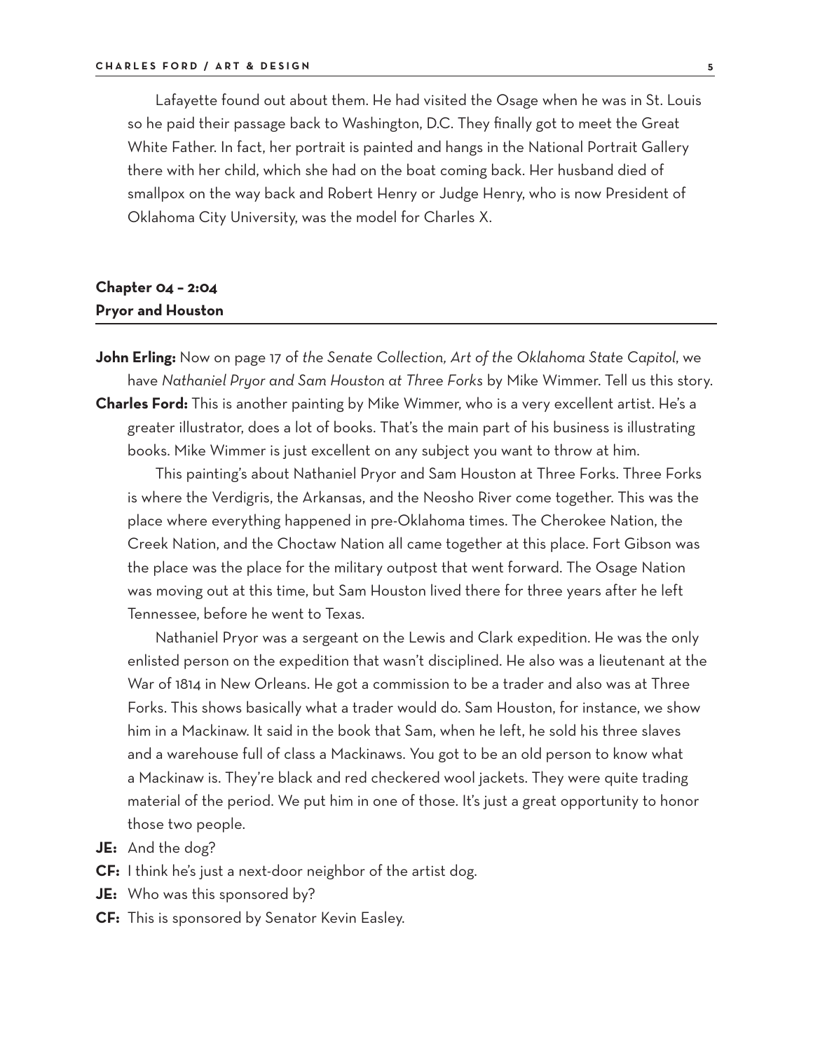Lafayette found out about them. He had visited the Osage when he was in St. Louis so he paid their passage back to Washington, D.C. They finally got to meet the Great White Father. In fact, her portrait is painted and hangs in the National Portrait Gallery there with her child, which she had on the boat coming back. Her husband died of smallpox on the way back and Robert Henry or Judge Henry, who is now President of Oklahoma City University, was the model for Charles X.

## Chapter 04 – 2:04
## Pryor and Houston

**John Erling:** Now on page 17 of *the Senate Collection, Art of the Oklahoma State Capitol*, we have *Nathaniel Pryor and Sam Houston at Three Forks* by Mike Wimmer. Tell us this story.

**Charles Ford:** This is another painting by Mike Wimmer, who is a very excellent artist. He's a greater illustrator, does a lot of books. That's the main part of his business is illustrating books. Mike Wimmer is just excellent on any subject you want to throw at him.

This painting's about Nathaniel Pryor and Sam Houston at Three Forks. Three Forks is where the Verdigris, the Arkansas, and the Neosho River come together. This was the place where everything happened in pre-Oklahoma times. The Cherokee Nation, the Creek Nation, and the Choctaw Nation all came together at this place. Fort Gibson was the place was the place for the military outpost that went forward. The Osage Nation was moving out at this time, but Sam Houston lived there for three years after he left Tennessee, before he went to Texas.

Nathaniel Pryor was a sergeant on the Lewis and Clark expedition. He was the only enlisted person on the expedition that wasn't disciplined. He also was a lieutenant at the War of 1814 in New Orleans. He got a commission to be a trader and also was at Three Forks. This shows basically what a trader would do. Sam Houston, for instance, we show him in a Mackinaw. It said in the book that Sam, when he left, he sold his three slaves and a warehouse full of class a Mackinaws. You got to be an old person to know what a Mackinaw is. They're black and red checkered wool jackets. They were quite trading material of the period. We put him in one of those. It's just a great opportunity to honor those two people.

**JE:** And the dog?

**CF:** I think he's just a next-door neighbor of the artist dog.

**JE:** Who was this sponsored by?

**CF:** This is sponsored by Senator Kevin Easley.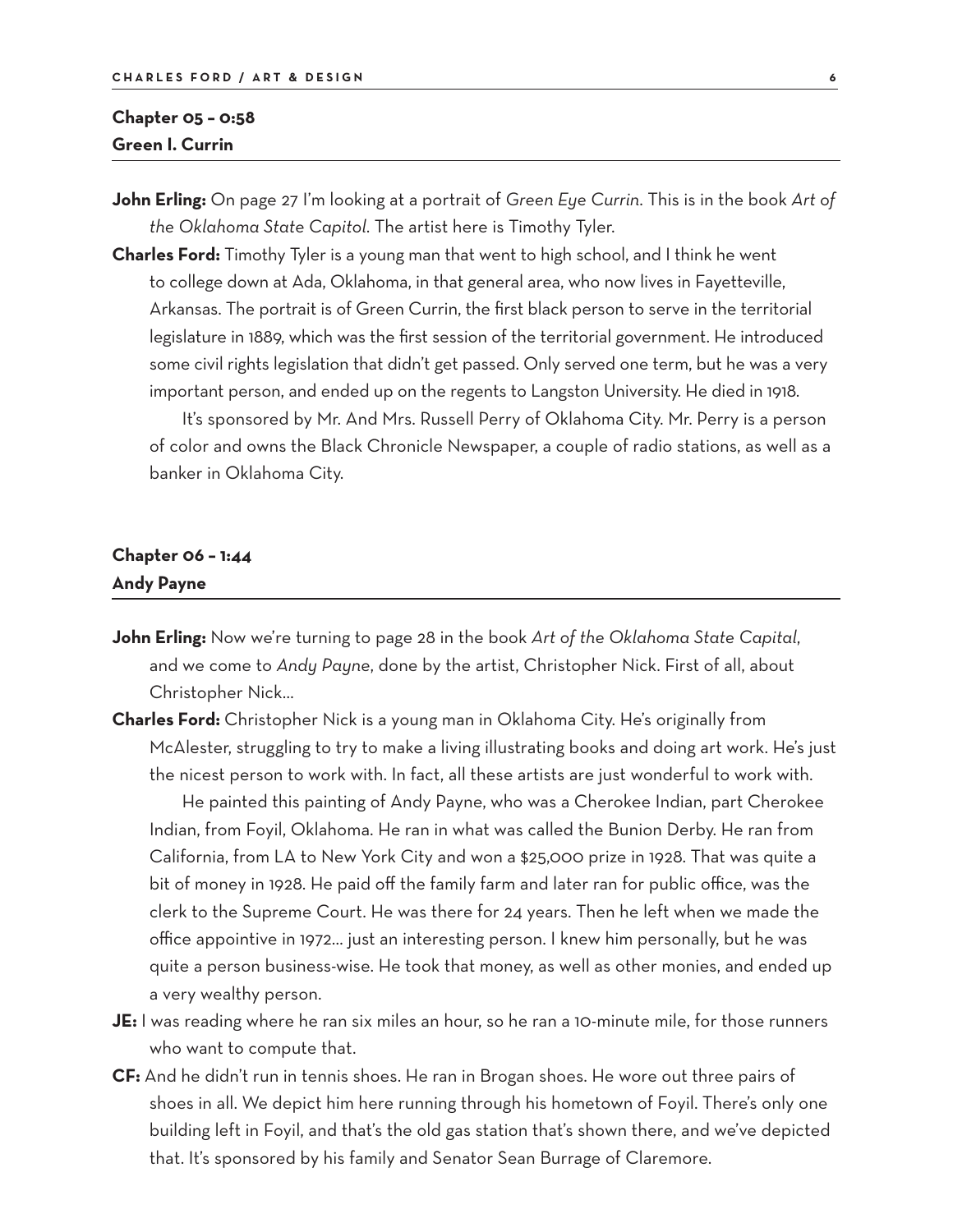## Chapter 05 – 0:58
## Green I. Currin

**John Erling:** On page 27 I'm looking at a portrait of *Green Eye Currin*. This is in the book *Art of the Oklahoma State Capitol*. The artist here is Timothy Tyler.

**Charles Ford:** Timothy Tyler is a young man that went to high school, and I think he went to college down at Ada, Oklahoma, in that general area, who now lives in Fayetteville, Arkansas. The portrait is of Green Currin, the first black person to serve in the territorial legislature in 1889, which was the first session of the territorial government. He introduced some civil rights legislation that didn't get passed. Only served one term, but he was a very important person, and ended up on the regents to Langston University. He died in 1918.

It's sponsored by Mr. And Mrs. Russell Perry of Oklahoma City. Mr. Perry is a person of color and owns the Black Chronicle Newspaper, a couple of radio stations, as well as a banker in Oklahoma City.

## Chapter 06 – 1:44
## Andy Payne

**John Erling:** Now we're turning to page 28 in the book *Art of the Oklahoma State Capital*, and we come to *Andy Payne*, done by the artist, Christopher Nick. First of all, about Christopher Nick…

**Charles Ford:** Christopher Nick is a young man in Oklahoma City. He's originally from McAlester, struggling to try to make a living illustrating books and doing art work. He's just the nicest person to work with. In fact, all these artists are just wonderful to work with.

He painted this painting of Andy Payne, who was a Cherokee Indian, part Cherokee Indian, from Foyil, Oklahoma. He ran in what was called the Bunion Derby. He ran from California, from LA to New York City and won a $25,000 prize in 1928. That was quite a bit of money in 1928. He paid off the family farm and later ran for public office, was the clerk to the Supreme Court. He was there for 24 years. Then he left when we made the office appointive in 1972… just an interesting person. I knew him personally, but he was quite a person business-wise. He took that money, as well as other monies, and ended up a very wealthy person.

**JE:** I was reading where he ran six miles an hour, so he ran a 10-minute mile, for those runners who want to compute that.

**CF:** And he didn't run in tennis shoes. He ran in Brogan shoes. He wore out three pairs of shoes in all. We depict him here running through his hometown of Foyil. There's only one building left in Foyil, and that's the old gas station that's shown there, and we've depicted that. It's sponsored by his family and Senator Sean Burrage of Claremore.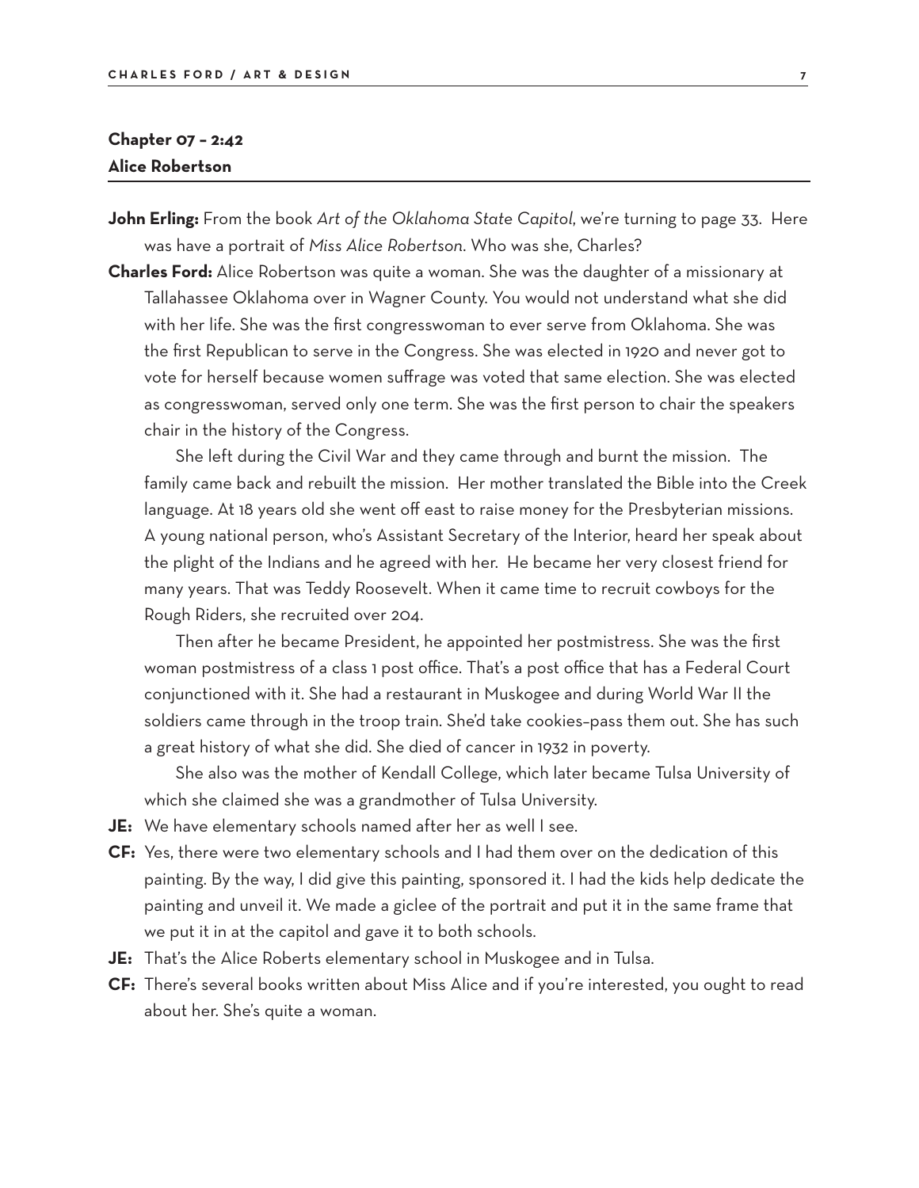## Chapter 07 – 2:42
## Alice Robertson

**John Erling:** From the book *Art of the Oklahoma State Capitol*, we're turning to page 33. Here was have a portrait of *Miss Alice Robertson*. Who was she, Charles?

**Charles Ford:** Alice Robertson was quite a woman. She was the daughter of a missionary at Tallahassee Oklahoma over in Wagner County. You would not understand what she did with her life. She was the first congresswoman to ever serve from Oklahoma. She was the first Republican to serve in the Congress. She was elected in 1920 and never got to vote for herself because women suffrage was voted that same election. She was elected as congresswoman, served only one term. She was the first person to chair the speakers chair in the history of the Congress.

She left during the Civil War and they came through and burnt the mission. The family came back and rebuilt the mission. Her mother translated the Bible into the Creek language. At 18 years old she went off east to raise money for the Presbyterian missions. A young national person, who's Assistant Secretary of the Interior, heard her speak about the plight of the Indians and he agreed with her. He became her very closest friend for many years. That was Teddy Roosevelt. When it came time to recruit cowboys for the Rough Riders, she recruited over 204.

Then after he became President, he appointed her postmistress. She was the first woman postmistress of a class 1 post office. That's a post office that has a Federal Court conjunctioned with it. She had a restaurant in Muskogee and during World War II the soldiers came through in the troop train. She'd take cookies–pass them out. She has such a great history of what she did. She died of cancer in 1932 in poverty.

She also was the mother of Kendall College, which later became Tulsa University of which she claimed she was a grandmother of Tulsa University.

**JE:** We have elementary schools named after her as well I see.

**CF:** Yes, there were two elementary schools and I had them over on the dedication of this painting. By the way, I did give this painting, sponsored it. I had the kids help dedicate the painting and unveil it. We made a giclee of the portrait and put it in the same frame that we put it in at the capitol and gave it to both schools.

**JE:** That's the Alice Roberts elementary school in Muskogee and in Tulsa.

**CF:** There's several books written about Miss Alice and if you're interested, you ought to read about her. She's quite a woman.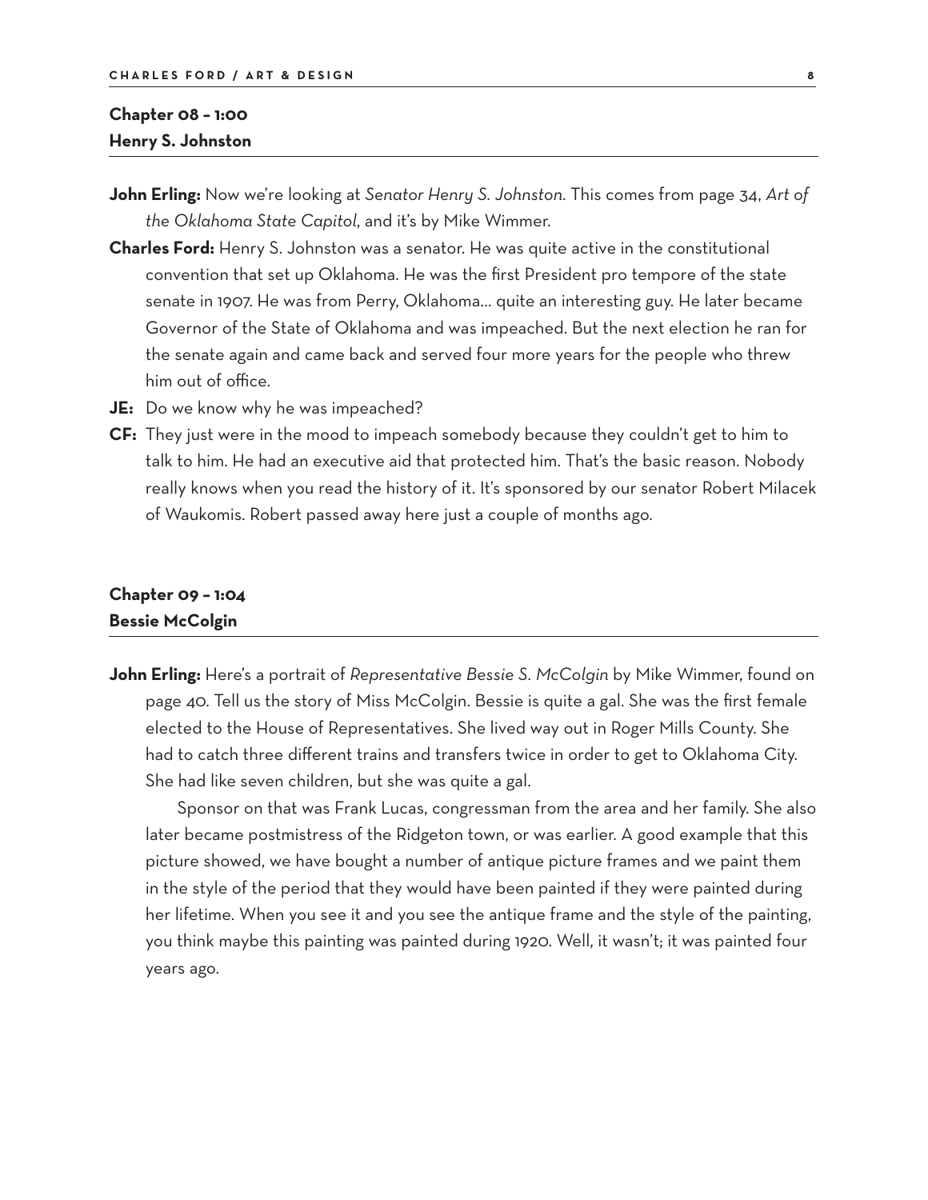## Chapter 08 – 1:00
## Henry S. Johnston

**John Erling:** Now we're looking at *Senator Henry S. Johnston*. This comes from page 34, *Art of the Oklahoma State Capitol*, and it's by Mike Wimmer.

**Charles Ford:** Henry S. Johnston was a senator. He was quite active in the constitutional convention that set up Oklahoma. He was the first President pro tempore of the state senate in 1907. He was from Perry, Oklahoma… quite an interesting guy. He later became Governor of the State of Oklahoma and was impeached. But the next election he ran for the senate again and came back and served four more years for the people who threw him out of office.

**JE:** Do we know why he was impeached?

**CF:** They just were in the mood to impeach somebody because they couldn't get to him to talk to him. He had an executive aid that protected him. That's the basic reason. Nobody really knows when you read the history of it. It's sponsored by our senator Robert Milacek of Waukomis. Robert passed away here just a couple of months ago.

## Chapter 09 – 1:04
## Bessie McColgin

**John Erling:** Here's a portrait of *Representative Bessie S. McColgin* by Mike Wimmer, found on page 40. Tell us the story of Miss McColgin. Bessie is quite a gal. She was the first female elected to the House of Representatives. She lived way out in Roger Mills County. She had to catch three different trains and transfers twice in order to get to Oklahoma City. She had like seven children, but she was quite a gal.

Sponsor on that was Frank Lucas, congressman from the area and her family. She also later became postmistress of the Ridgeton town, or was earlier. A good example that this picture showed, we have bought a number of antique picture frames and we paint them in the style of the period that they would have been painted if they were painted during her lifetime. When you see it and you see the antique frame and the style of the painting, you think maybe this painting was painted during 1920. Well, it wasn't; it was painted four years ago.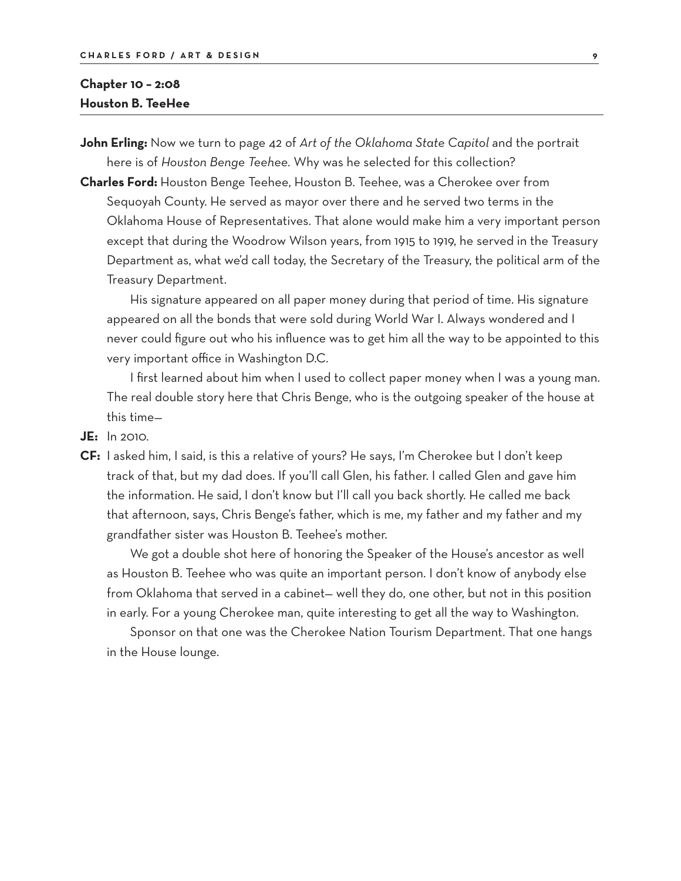## Chapter 10 – 2:08
## Houston B. TeeHee

**John Erling:** Now we turn to page 42 of *Art of the Oklahoma State Capitol* and the portrait here is of *Houston Benge Teehee*. Why was he selected for this collection?

**Charles Ford:** Houston Benge Teehee, Houston B. Teehee, was a Cherokee over from Sequoyah County. He served as mayor over there and he served two terms in the Oklahoma House of Representatives. That alone would make him a very important person except that during the Woodrow Wilson years, from 1915 to 1919, he served in the Treasury Department as, what we'd call today, the Secretary of the Treasury, the political arm of the Treasury Department.

His signature appeared on all paper money during that period of time. His signature appeared on all the bonds that were sold during World War I. Always wondered and I never could figure out who his influence was to get him all the way to be appointed to this very important office in Washington D.C.

I first learned about him when I used to collect paper money when I was a young man. The real double story here that Chris Benge, who is the outgoing speaker of the house at this time—

**JE:** In 2010.

**CF:** I asked him, I said, is this a relative of yours? He says, I'm Cherokee but I don't keep track of that, but my dad does. If you'll call Glen, his father. I called Glen and gave him the information. He said, I don't know but I'll call you back shortly. He called me back that afternoon, says, Chris Benge's father, which is me, my father and my father and my grandfather sister was Houston B. Teehee's mother.

We got a double shot here of honoring the Speaker of the House's ancestor as well as Houston B. Teehee who was quite an important person. I don't know of anybody else from Oklahoma that served in a cabinet— well they do, one other, but not in this position in early. For a young Cherokee man, quite interesting to get all the way to Washington.

Sponsor on that one was the Cherokee Nation Tourism Department. That one hangs in the House lounge.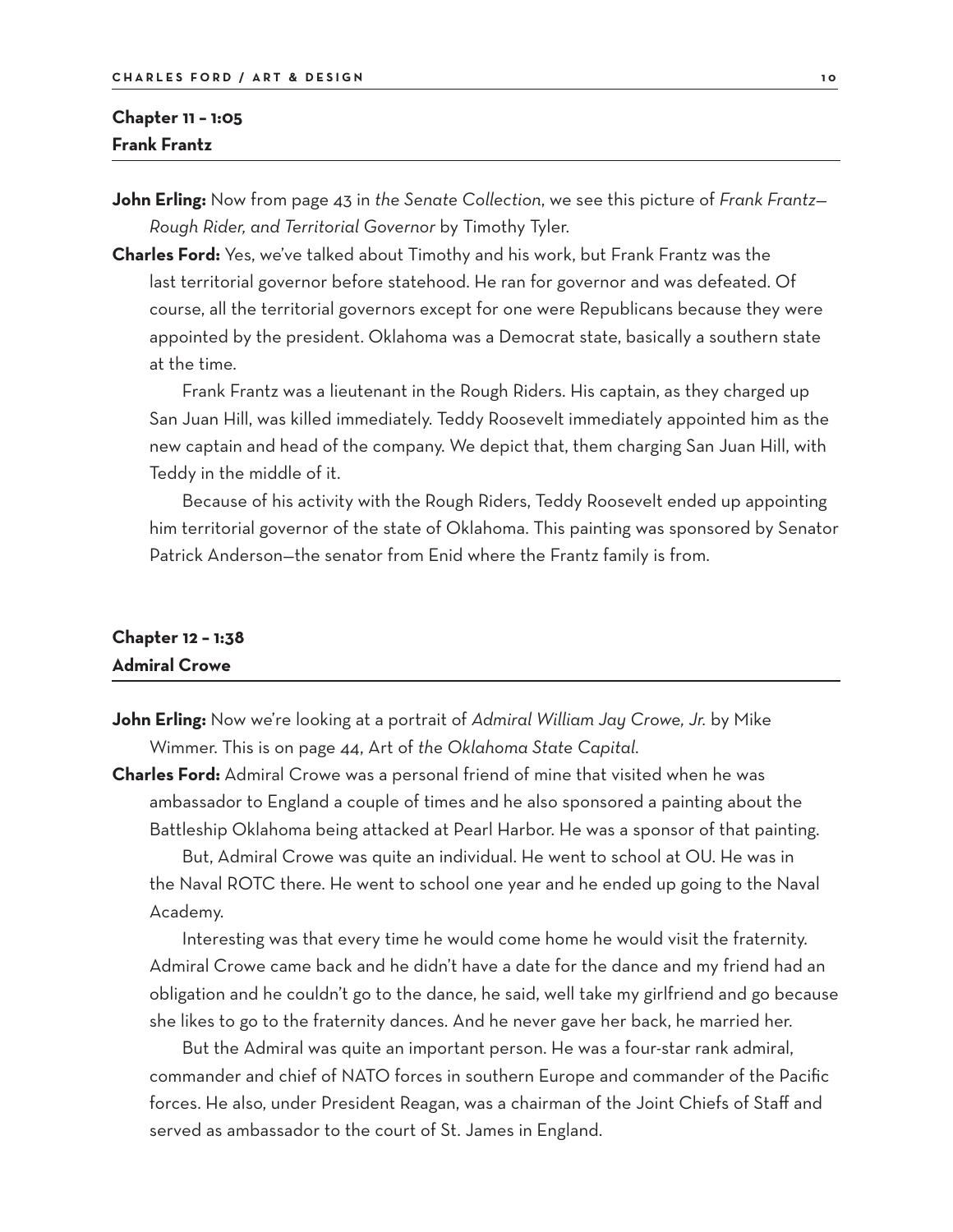## Chapter 11 – 1:05
## Frank Frantz

**John Erling:** Now from page 43 in *the Senate Collection*, we see this picture of *Frank Frantz—Rough Rider, and Territorial Governor* by Timothy Tyler.

**Charles Ford:** Yes, we've talked about Timothy and his work, but Frank Frantz was the last territorial governor before statehood. He ran for governor and was defeated. Of course, all the territorial governors except for one were Republicans because they were appointed by the president. Oklahoma was a Democrat state, basically a southern state at the time.

Frank Frantz was a lieutenant in the Rough Riders. His captain, as they charged up San Juan Hill, was killed immediately. Teddy Roosevelt immediately appointed him as the new captain and head of the company. We depict that, them charging San Juan Hill, with Teddy in the middle of it.

Because of his activity with the Rough Riders, Teddy Roosevelt ended up appointing him territorial governor of the state of Oklahoma. This painting was sponsored by Senator Patrick Anderson—the senator from Enid where the Frantz family is from.

## Chapter 12 – 1:38
## Admiral Crowe

**John Erling:** Now we're looking at a portrait of *Admiral William Jay Crowe, Jr.* by Mike Wimmer. This is on page 44, Art of *the Oklahoma State Capital*.

**Charles Ford:** Admiral Crowe was a personal friend of mine that visited when he was ambassador to England a couple of times and he also sponsored a painting about the Battleship Oklahoma being attacked at Pearl Harbor. He was a sponsor of that painting.

But, Admiral Crowe was quite an individual. He went to school at OU. He was in the Naval ROTC there. He went to school one year and he ended up going to the Naval Academy.

Interesting was that every time he would come home he would visit the fraternity. Admiral Crowe came back and he didn't have a date for the dance and my friend had an obligation and he couldn't go to the dance, he said, well take my girlfriend and go because she likes to go to the fraternity dances. And he never gave her back, he married her.

But the Admiral was quite an important person. He was a four-star rank admiral, commander and chief of NATO forces in southern Europe and commander of the Pacific forces. He also, under President Reagan, was a chairman of the Joint Chiefs of Staff and served as ambassador to the court of St. James in England.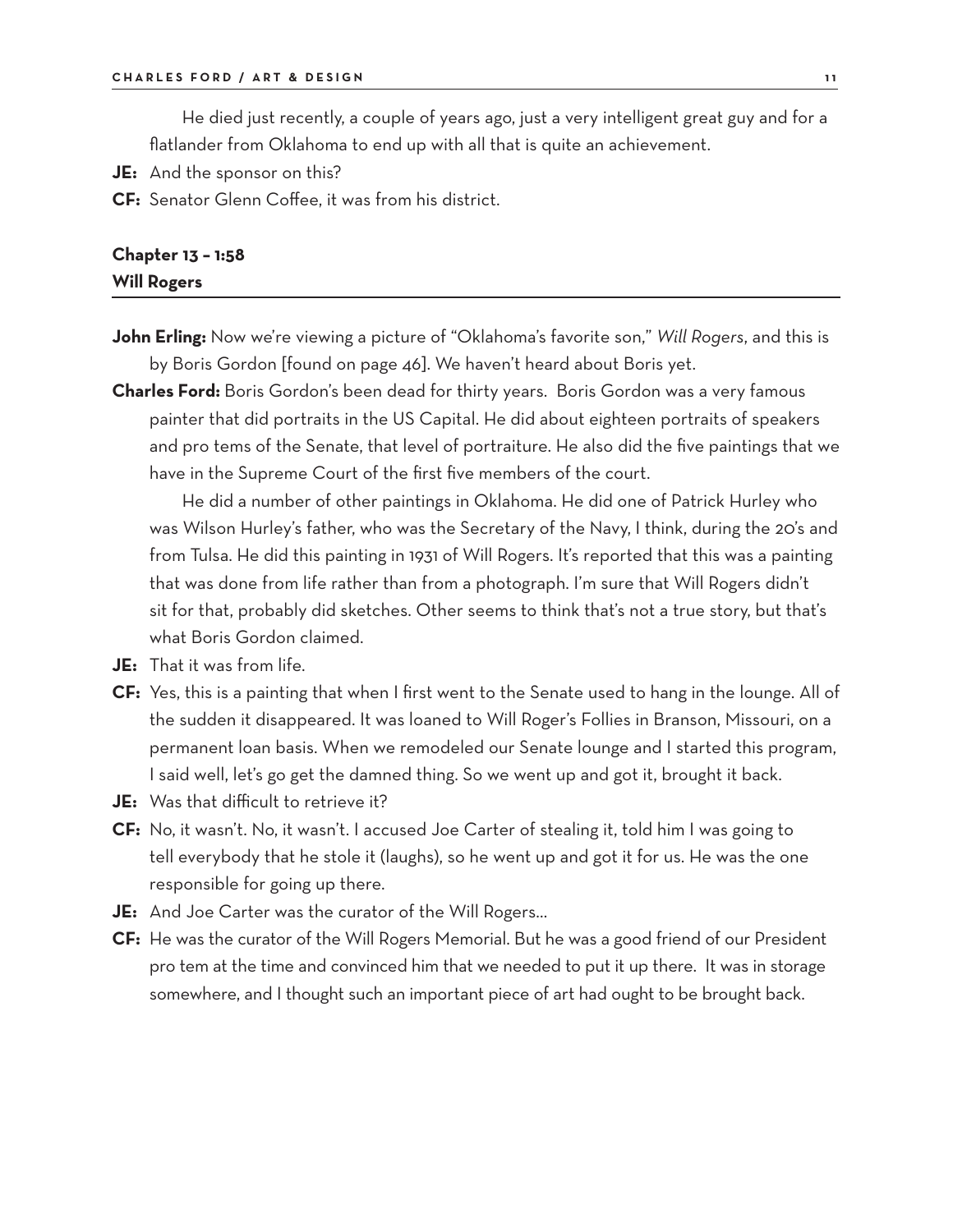He died just recently, a couple of years ago, just a very intelligent great guy and for a flatlander from Oklahoma to end up with all that is quite an achievement.

**JE:** And the sponsor on this?

**CF:** Senator Glenn Coffee, it was from his district.

## Chapter 13 – 1:58
## Will Rogers

**John Erling:** Now we're viewing a picture of "Oklahoma's favorite son," *Will Rogers*, and this is by Boris Gordon [found on page 46]. We haven't heard about Boris yet.

**Charles Ford:** Boris Gordon's been dead for thirty years. Boris Gordon was a very famous painter that did portraits in the US Capital. He did about eighteen portraits of speakers and pro tems of the Senate, that level of portraiture. He also did the five paintings that we have in the Supreme Court of the first five members of the court.

He did a number of other paintings in Oklahoma. He did one of Patrick Hurley who was Wilson Hurley's father, who was the Secretary of the Navy, I think, during the 20's and from Tulsa. He did this painting in 1931 of Will Rogers. It's reported that this was a painting that was done from life rather than from a photograph. I'm sure that Will Rogers didn't sit for that, probably did sketches. Other seems to think that's not a true story, but that's what Boris Gordon claimed.

**JE:** That it was from life.

**CF:** Yes, this is a painting that when I first went to the Senate used to hang in the lounge. All of the sudden it disappeared. It was loaned to Will Roger's Follies in Branson, Missouri, on a permanent loan basis. When we remodeled our Senate lounge and I started this program, I said well, let's go get the damned thing. So we went up and got it, brought it back.

**JE:** Was that difficult to retrieve it?

**CF:** No, it wasn't. No, it wasn't. I accused Joe Carter of stealing it, told him I was going to tell everybody that he stole it (laughs), so he went up and got it for us. He was the one responsible for going up there.

**JE:** And Joe Carter was the curator of the Will Rogers…

**CF:** He was the curator of the Will Rogers Memorial. But he was a good friend of our President pro tem at the time and convinced him that we needed to put it up there. It was in storage somewhere, and I thought such an important piece of art had ought to be brought back.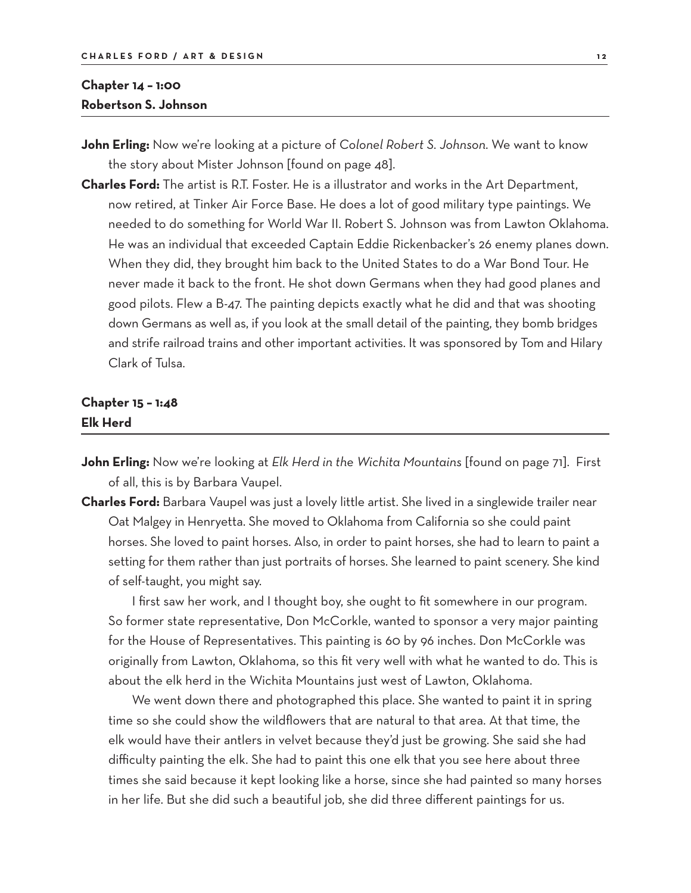## Chapter 14 – 1:00
## Robertson S. Johnson

**John Erling:** Now we're looking at a picture of *Colonel Robert S. Johnson*. We want to know the story about Mister Johnson [found on page 48].

**Charles Ford:** The artist is R.T. Foster. He is a illustrator and works in the Art Department, now retired, at Tinker Air Force Base. He does a lot of good military type paintings. We needed to do something for World War II. Robert S. Johnson was from Lawton Oklahoma. He was an individual that exceeded Captain Eddie Rickenbacker's 26 enemy planes down. When they did, they brought him back to the United States to do a War Bond Tour. He never made it back to the front. He shot down Germans when they had good planes and good pilots. Flew a B-47. The painting depicts exactly what he did and that was shooting down Germans as well as, if you look at the small detail of the painting, they bomb bridges and strife railroad trains and other important activities. It was sponsored by Tom and Hilary Clark of Tulsa.

## Chapter 15 – 1:48
## Elk Herd

**John Erling:** Now we're looking at *Elk Herd in the Wichita Mountains* [found on page 71]. First of all, this is by Barbara Vaupel.

**Charles Ford:** Barbara Vaupel was just a lovely little artist. She lived in a singlewide trailer near Oat Malgey in Henryetta. She moved to Oklahoma from California so she could paint horses. She loved to paint horses. Also, in order to paint horses, she had to learn to paint a setting for them rather than just portraits of horses. She learned to paint scenery. She kind of self-taught, you might say.

I first saw her work, and I thought boy, she ought to fit somewhere in our program. So former state representative, Don McCorkle, wanted to sponsor a very major painting for the House of Representatives. This painting is 60 by 96 inches. Don McCorkle was originally from Lawton, Oklahoma, so this fit very well with what he wanted to do. This is about the elk herd in the Wichita Mountains just west of Lawton, Oklahoma.

We went down there and photographed this place. She wanted to paint it in spring time so she could show the wildflowers that are natural to that area. At that time, the elk would have their antlers in velvet because they'd just be growing. She said she had difficulty painting the elk. She had to paint this one elk that you see here about three times she said because it kept looking like a horse, since she had painted so many horses in her life. But she did such a beautiful job, she did three different paintings for us.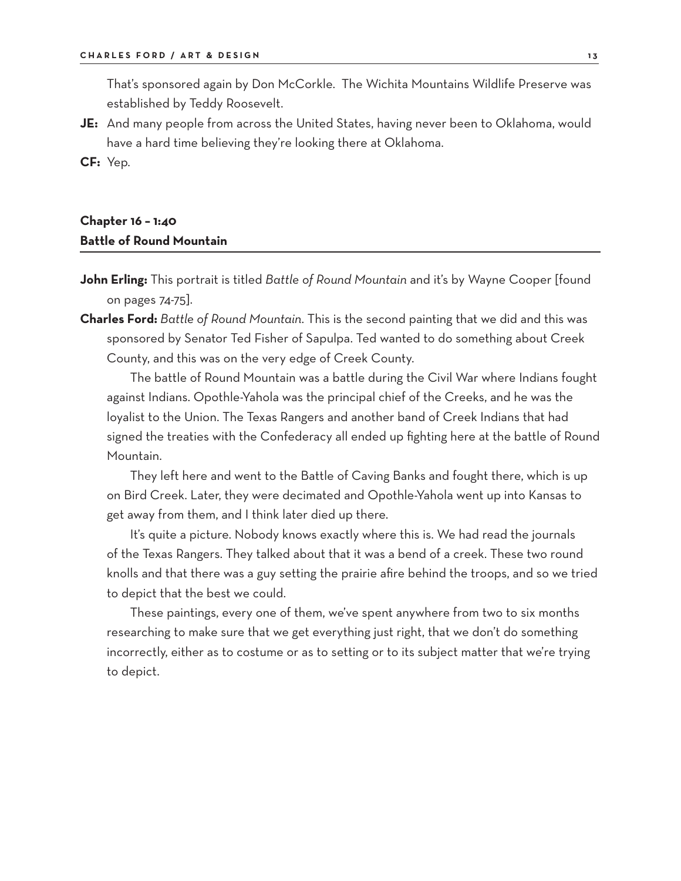That's sponsored again by Don McCorkle. The Wichita Mountains Wildlife Preserve was established by Teddy Roosevelt.

**JE:** And many people from across the United States, having never been to Oklahoma, would have a hard time believing they're looking there at Oklahoma.

**CF:** Yep.

## Chapter 16 – 1:40
## Battle of Round Mountain

**John Erling:** This portrait is titled *Battle of Round Mountain* and it's by Wayne Cooper [found on pages 74-75].

**Charles Ford:** *Battle of Round Mountain.* This is the second painting that we did and this was sponsored by Senator Ted Fisher of Sapulpa. Ted wanted to do something about Creek County, and this was on the very edge of Creek County.

The battle of Round Mountain was a battle during the Civil War where Indians fought against Indians. Opothle-Yahola was the principal chief of the Creeks, and he was the loyalist to the Union. The Texas Rangers and another band of Creek Indians that had signed the treaties with the Confederacy all ended up fighting here at the battle of Round Mountain.

They left here and went to the Battle of Caving Banks and fought there, which is up on Bird Creek. Later, they were decimated and Opothle-Yahola went up into Kansas to get away from them, and I think later died up there.

It's quite a picture. Nobody knows exactly where this is. We had read the journals of the Texas Rangers. They talked about that it was a bend of a creek. These two round knolls and that there was a guy setting the prairie afire behind the troops, and so we tried to depict that the best we could.

These paintings, every one of them, we've spent anywhere from two to six months researching to make sure that we get everything just right, that we don't do something incorrectly, either as to costume or as to setting or to its subject matter that we're trying to depict.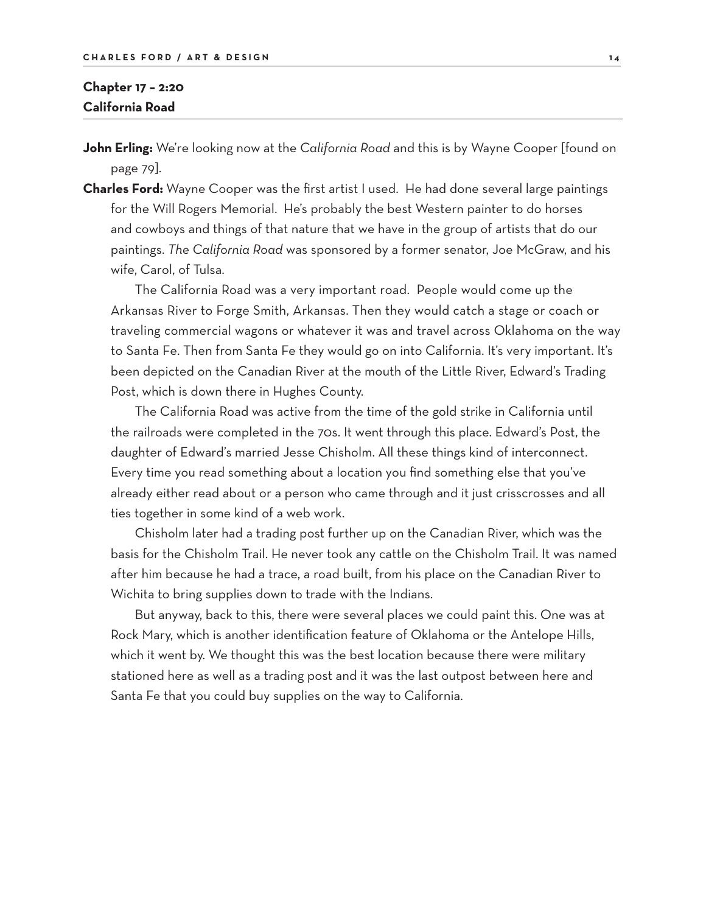## Chapter 17 – 2:20
## California Road

**John Erling:** We're looking now at the *California Road* and this is by Wayne Cooper [found on page 79].

**Charles Ford:** Wayne Cooper was the first artist I used. He had done several large paintings for the Will Rogers Memorial. He's probably the best Western painter to do horses and cowboys and things of that nature that we have in the group of artists that do our paintings. *The California Road* was sponsored by a former senator, Joe McGraw, and his wife, Carol, of Tulsa.

The California Road was a very important road. People would come up the Arkansas River to Forge Smith, Arkansas. Then they would catch a stage or coach or traveling commercial wagons or whatever it was and travel across Oklahoma on the way to Santa Fe. Then from Santa Fe they would go on into California. It's very important. It's been depicted on the Canadian River at the mouth of the Little River, Edward's Trading Post, which is down there in Hughes County.

The California Road was active from the time of the gold strike in California until the railroads were completed in the 70s. It went through this place. Edward's Post, the daughter of Edward's married Jesse Chisholm. All these things kind of interconnect. Every time you read something about a location you find something else that you've already either read about or a person who came through and it just crisscrosses and all ties together in some kind of a web work.

Chisholm later had a trading post further up on the Canadian River, which was the basis for the Chisholm Trail. He never took any cattle on the Chisholm Trail. It was named after him because he had a trace, a road built, from his place on the Canadian River to Wichita to bring supplies down to trade with the Indians.

But anyway, back to this, there were several places we could paint this. One was at Rock Mary, which is another identification feature of Oklahoma or the Antelope Hills, which it went by. We thought this was the best location because there were military stationed here as well as a trading post and it was the last outpost between here and Santa Fe that you could buy supplies on the way to California.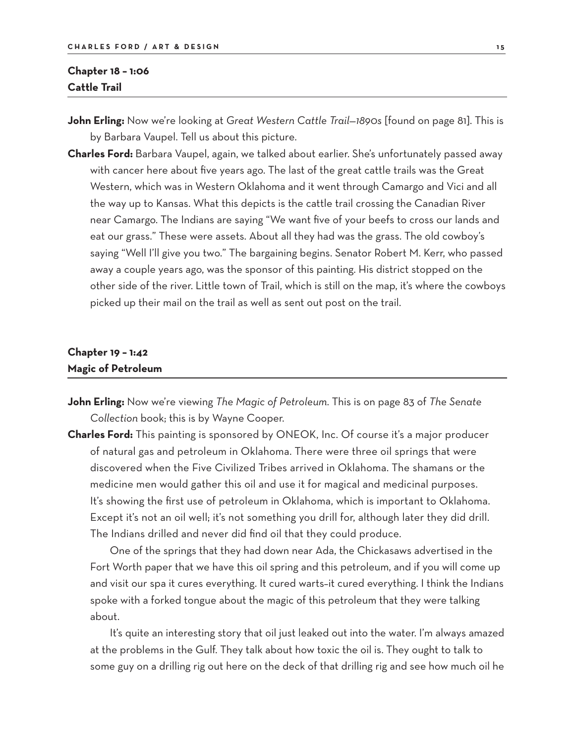## Chapter 18 – 1:06
## Cattle Trail

**John Erling:** Now we're looking at *Great Western Cattle Trail—1890s* [found on page 81]. This is by Barbara Vaupel. Tell us about this picture.

**Charles Ford:** Barbara Vaupel, again, we talked about earlier. She's unfortunately passed away with cancer here about five years ago. The last of the great cattle trails was the Great Western, which was in Western Oklahoma and it went through Camargo and Vici and all the way up to Kansas. What this depicts is the cattle trail crossing the Canadian River near Camargo. The Indians are saying "We want five of your beefs to cross our lands and eat our grass." These were assets. About all they had was the grass. The old cowboy's saying "Well I'll give you two." The bargaining begins. Senator Robert M. Kerr, who passed away a couple years ago, was the sponsor of this painting. His district stopped on the other side of the river. Little town of Trail, which is still on the map, it's where the cowboys picked up their mail on the trail as well as sent out post on the trail.

## Chapter 19 – 1:42
## Magic of Petroleum

**John Erling:** Now we're viewing *The Magic of Petroleum*. This is on page 83 of *The Senate Collection* book; this is by Wayne Cooper.

**Charles Ford:** This painting is sponsored by ONEOK, Inc. Of course it's a major producer of natural gas and petroleum in Oklahoma. There were three oil springs that were discovered when the Five Civilized Tribes arrived in Oklahoma. The shamans or the medicine men would gather this oil and use it for magical and medicinal purposes. It's showing the first use of petroleum in Oklahoma, which is important to Oklahoma. Except it's not an oil well; it's not something you drill for, although later they did drill. The Indians drilled and never did find oil that they could produce.

One of the springs that they had down near Ada, the Chickasaws advertised in the Fort Worth paper that we have this oil spring and this petroleum, and if you will come up and visit our spa it cures everything. It cured warts–it cured everything. I think the Indians spoke with a forked tongue about the magic of this petroleum that they were talking about.

It's quite an interesting story that oil just leaked out into the water. I'm always amazed at the problems in the Gulf. They talk about how toxic the oil is. They ought to talk to some guy on a drilling rig out here on the deck of that drilling rig and see how much oil he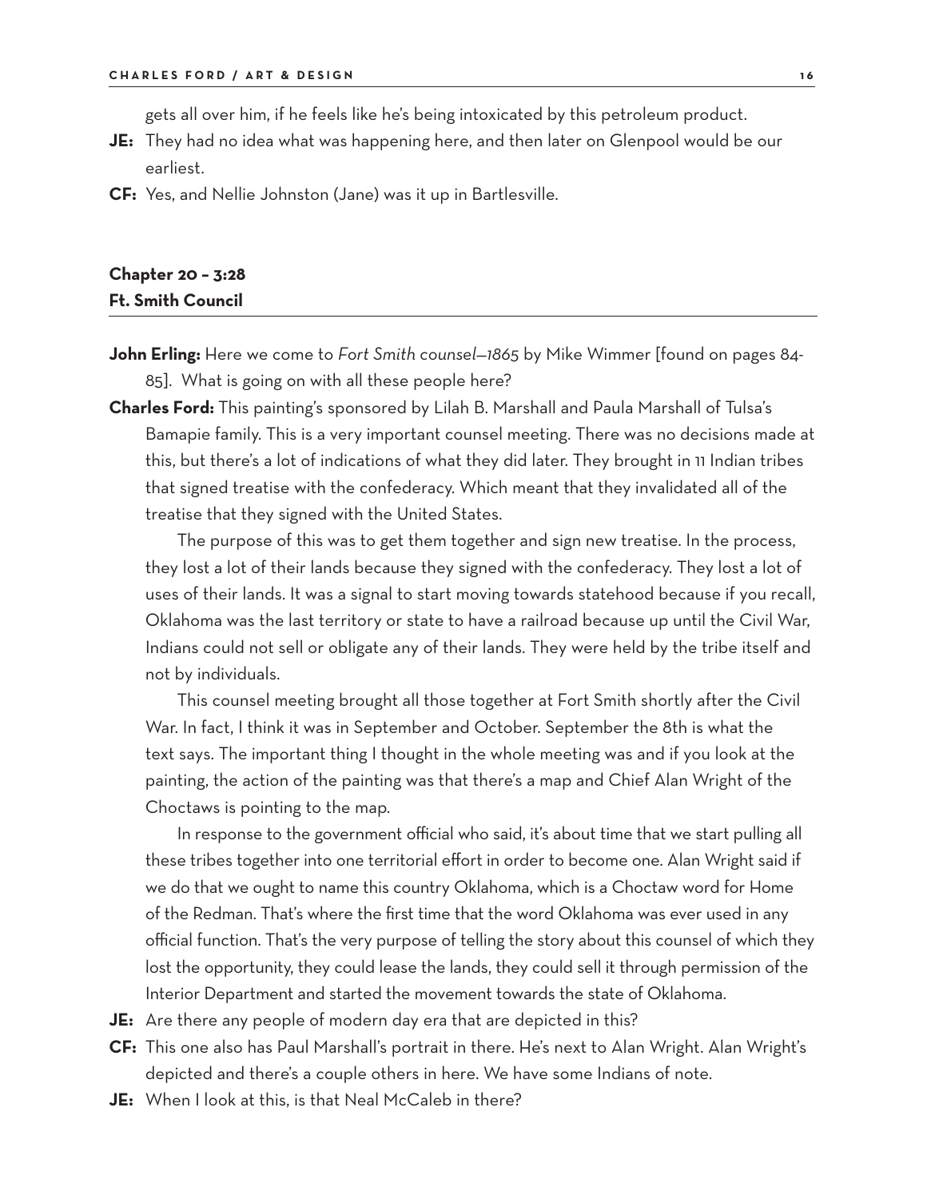gets all over him, if he feels like he's being intoxicated by this petroleum product.

**JE:** They had no idea what was happening here, and then later on Glenpool would be our earliest.

**CF:** Yes, and Nellie Johnston (Jane) was it up in Bartlesville.

## Chapter 20 – 3:28
## Ft. Smith Council

**John Erling:** Here we come to *Fort Smith counsel—1865* by Mike Wimmer [found on pages 84-85]. What is going on with all these people here?

**Charles Ford:** This painting's sponsored by Lilah B. Marshall and Paula Marshall of Tulsa's Bamapie family. This is a very important counsel meeting. There was no decisions made at this, but there's a lot of indications of what they did later. They brought in 11 Indian tribes that signed treatise with the confederacy. Which meant that they invalidated all of the treatise that they signed with the United States.

The purpose of this was to get them together and sign new treatise. In the process, they lost a lot of their lands because they signed with the confederacy. They lost a lot of uses of their lands. It was a signal to start moving towards statehood because if you recall, Oklahoma was the last territory or state to have a railroad because up until the Civil War, Indians could not sell or obligate any of their lands. They were held by the tribe itself and not by individuals.

This counsel meeting brought all those together at Fort Smith shortly after the Civil War. In fact, I think it was in September and October. September the 8th is what the text says. The important thing I thought in the whole meeting was and if you look at the painting, the action of the painting was that there's a map and Chief Alan Wright of the Choctaws is pointing to the map.

In response to the government official who said, it's about time that we start pulling all these tribes together into one territorial effort in order to become one. Alan Wright said if we do that we ought to name this country Oklahoma, which is a Choctaw word for Home of the Redman. That's where the first time that the word Oklahoma was ever used in any official function. That's the very purpose of telling the story about this counsel of which they lost the opportunity, they could lease the lands, they could sell it through permission of the Interior Department and started the movement towards the state of Oklahoma.

**JE:** Are there any people of modern day era that are depicted in this?

**CF:** This one also has Paul Marshall's portrait in there. He's next to Alan Wright. Alan Wright's depicted and there's a couple others in here. We have some Indians of note.

**JE:** When I look at this, is that Neal McCaleb in there?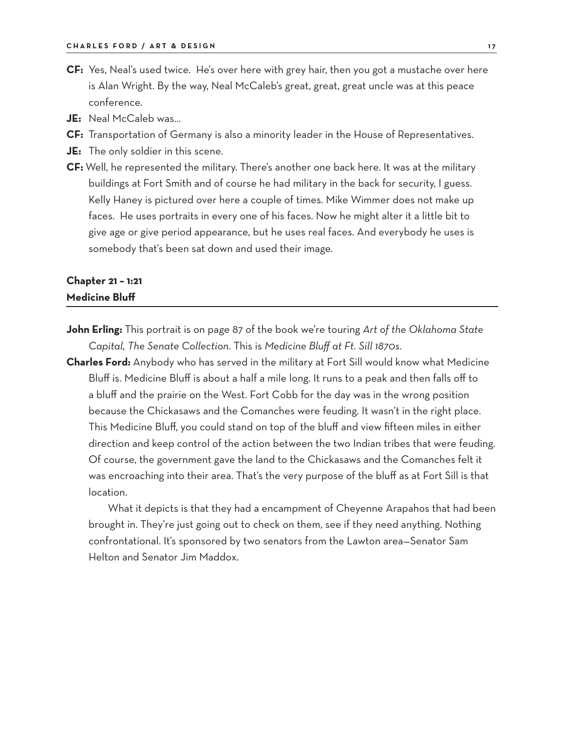**CF:** Yes, Neal's used twice. He's over here with grey hair, then you got a mustache over here is Alan Wright. By the way, Neal McCaleb's great, great, great uncle was at this peace conference.

**JE:** Neal McCaleb was…

**CF:** Transportation of Germany is also a minority leader in the House of Representatives.

**JE:** The only soldier in this scene.

**CF:** Well, he represented the military. There's another one back here. It was at the military buildings at Fort Smith and of course he had military in the back for security, I guess. Kelly Haney is pictured over here a couple of times. Mike Wimmer does not make up faces. He uses portraits in every one of his faces. Now he might alter it a little bit to give age or give period appearance, but he uses real faces. And everybody he uses is somebody that's been sat down and used their image.

## Chapter 21 – 1:21
## Medicine Bluff

**John Erling:** This portrait is on page 87 of the book we're touring *Art of the Oklahoma State Capital, The Senate Collection*. This is *Medicine Bluff at Ft. Sill 1870s*.

**Charles Ford:** Anybody who has served in the military at Fort Sill would know what Medicine Bluff is. Medicine Bluff is about a half a mile long. It runs to a peak and then falls off to a bluff and the prairie on the West. Fort Cobb for the day was in the wrong position because the Chickasaws and the Comanches were feuding. It wasn't in the right place. This Medicine Bluff, you could stand on top of the bluff and view fifteen miles in either direction and keep control of the action between the two Indian tribes that were feuding. Of course, the government gave the land to the Chickasaws and the Comanches felt it was encroaching into their area. That's the very purpose of the bluff as at Fort Sill is that location.

What it depicts is that they had a encampment of Cheyenne Arapahos that had been brought in. They're just going out to check on them, see if they need anything. Nothing confrontational. It's sponsored by two senators from the Lawton area—Senator Sam Helton and Senator Jim Maddox.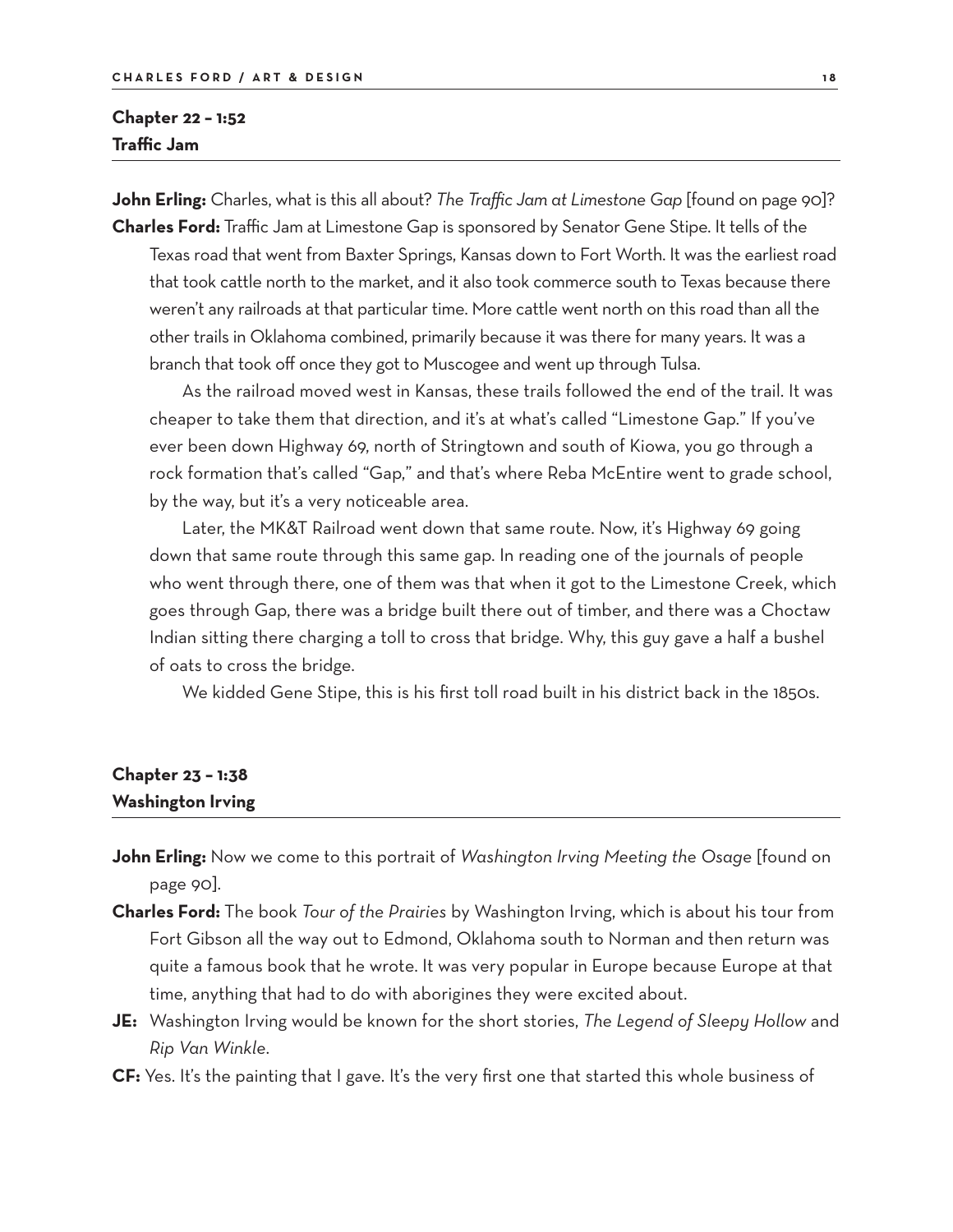## Chapter 22 – 1:52
## Traffic Jam

**John Erling:** Charles, what is this all about? *The Traffic Jam at Limestone Gap* [found on page 90]?

**Charles Ford:** Traffic Jam at Limestone Gap is sponsored by Senator Gene Stipe. It tells of the Texas road that went from Baxter Springs, Kansas down to Fort Worth. It was the earliest road that took cattle north to the market, and it also took commerce south to Texas because there weren't any railroads at that particular time. More cattle went north on this road than all the other trails in Oklahoma combined, primarily because it was there for many years. It was a branch that took off once they got to Muscogee and went up through Tulsa.

As the railroad moved west in Kansas, these trails followed the end of the trail. It was cheaper to take them that direction, and it's at what's called "Limestone Gap." If you've ever been down Highway 69, north of Stringtown and south of Kiowa, you go through a rock formation that's called "Gap," and that's where Reba McEntire went to grade school, by the way, but it's a very noticeable area.

Later, the MK&T Railroad went down that same route. Now, it's Highway 69 going down that same route through this same gap. In reading one of the journals of people who went through there, one of them was that when it got to the Limestone Creek, which goes through Gap, there was a bridge built there out of timber, and there was a Choctaw Indian sitting there charging a toll to cross that bridge. Why, this guy gave a half a bushel of oats to cross the bridge.

We kidded Gene Stipe, this is his first toll road built in his district back in the 1850s.

## Chapter 23 – 1:38
## Washington Irving

**John Erling:** Now we come to this portrait of *Washington Irving Meeting the Osage* [found on page 90].

**Charles Ford:** The book *Tour of the Prairies* by Washington Irving, which is about his tour from Fort Gibson all the way out to Edmond, Oklahoma south to Norman and then return was quite a famous book that he wrote. It was very popular in Europe because Europe at that time, anything that had to do with aborigines they were excited about.

**JE:** Washington Irving would be known for the short stories, *The Legend of Sleepy Hollow* and *Rip Van Winkle*.

**CF:** Yes. It's the painting that I gave. It's the very first one that started this whole business of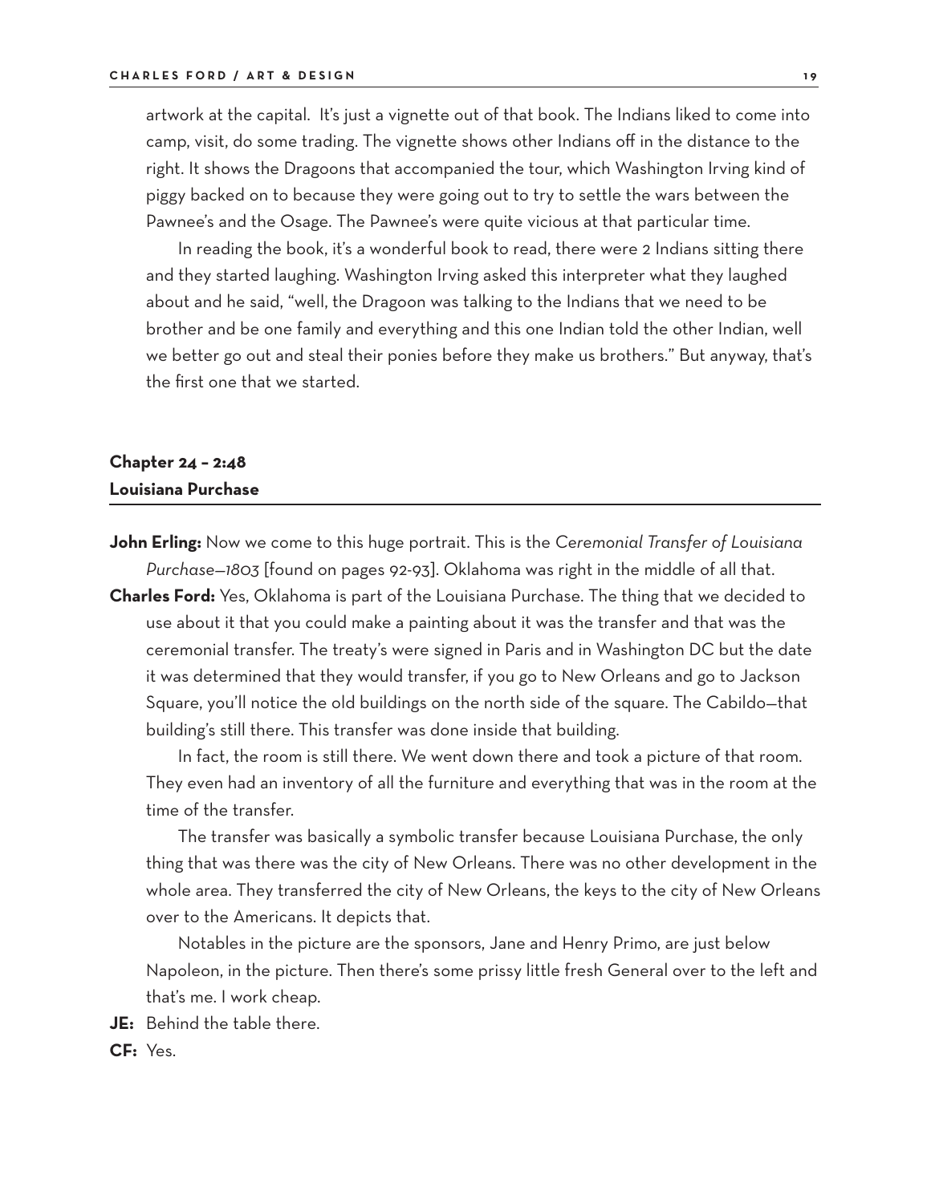artwork at the capital. It's just a vignette out of that book. The Indians liked to come into camp, visit, do some trading. The vignette shows other Indians off in the distance to the right. It shows the Dragoons that accompanied the tour, which Washington Irving kind of piggy backed on to because they were going out to try to settle the wars between the Pawnee's and the Osage. The Pawnee's were quite vicious at that particular time.

In reading the book, it's a wonderful book to read, there were 2 Indians sitting there and they started laughing. Washington Irving asked this interpreter what they laughed about and he said, "well, the Dragoon was talking to the Indians that we need to be brother and be one family and everything and this one Indian told the other Indian, well we better go out and steal their ponies before they make us brothers." But anyway, that's the first one that we started.

## Chapter 24 – 2:48
## Louisiana Purchase

**John Erling:** Now we come to this huge portrait. This is the *Ceremonial Transfer of Louisiana Purchase—1803* [found on pages 92-93]. Oklahoma was right in the middle of all that.

**Charles Ford:** Yes, Oklahoma is part of the Louisiana Purchase. The thing that we decided to use about it that you could make a painting about it was the transfer and that was the ceremonial transfer. The treaty's were signed in Paris and in Washington DC but the date it was determined that they would transfer, if you go to New Orleans and go to Jackson Square, you'll notice the old buildings on the north side of the square. The Cabildo—that building's still there. This transfer was done inside that building.

In fact, the room is still there. We went down there and took a picture of that room. They even had an inventory of all the furniture and everything that was in the room at the time of the transfer.

The transfer was basically a symbolic transfer because Louisiana Purchase, the only thing that was there was the city of New Orleans. There was no other development in the whole area. They transferred the city of New Orleans, the keys to the city of New Orleans over to the Americans. It depicts that.

Notables in the picture are the sponsors, Jane and Henry Primo, are just below Napoleon, in the picture. Then there's some prissy little fresh General over to the left and that's me. I work cheap.

**JE:** Behind the table there.

**CF:** Yes.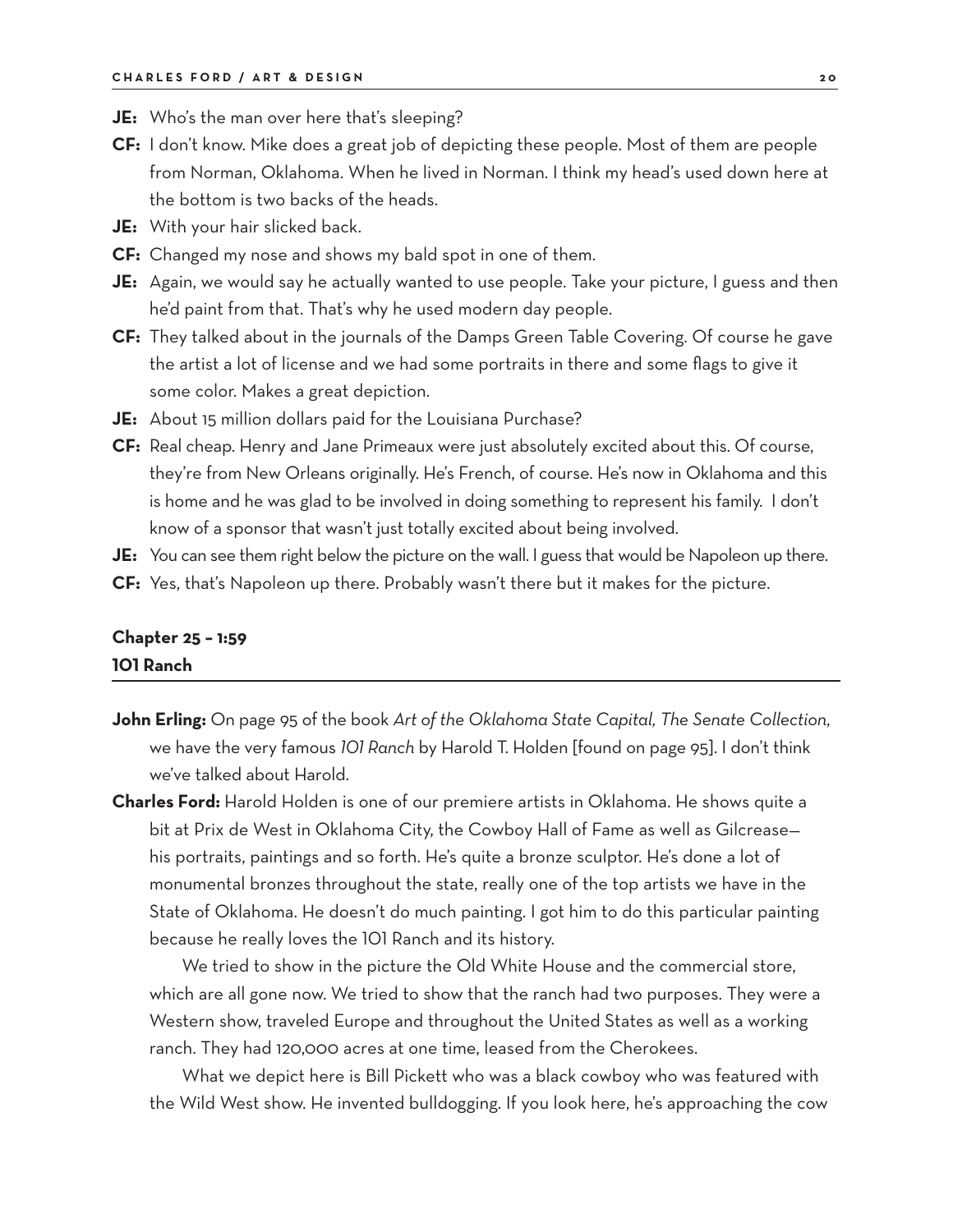**JE:** Who's the man over here that's sleeping?

**CF:** I don't know. Mike does a great job of depicting these people. Most of them are people from Norman, Oklahoma. When he lived in Norman. I think my head's used down here at the bottom is two backs of the heads.

**JE:** With your hair slicked back.

**CF:** Changed my nose and shows my bald spot in one of them.

**JE:** Again, we would say he actually wanted to use people. Take your picture, I guess and then he'd paint from that. That's why he used modern day people.

**CF:** They talked about in the journals of the Damps Green Table Covering. Of course he gave the artist a lot of license and we had some portraits in there and some flags to give it some color. Makes a great depiction.

**JE:** About 15 million dollars paid for the Louisiana Purchase?

**CF:** Real cheap. Henry and Jane Primeaux were just absolutely excited about this. Of course, they're from New Orleans originally. He's French, of course. He's now in Oklahoma and this is home and he was glad to be involved in doing something to represent his family. I don't know of a sponsor that wasn't just totally excited about being involved.

**JE:** You can see them right below the picture on the wall. I guess that would be Napoleon up there.

**CF:** Yes, that's Napoleon up there. Probably wasn't there but it makes for the picture.

## Chapter 25 – 1:59
## 101 Ranch

**John Erling:** On page 95 of the book *Art of the Oklahoma State Capital, The Senate Collection*, we have the very famous *101 Ranch* by Harold T. Holden [found on page 95]. I don't think we've talked about Harold.

**Charles Ford:** Harold Holden is one of our premiere artists in Oklahoma. He shows quite a bit at Prix de West in Oklahoma City, the Cowboy Hall of Fame as well as Gilcrease—his portraits, paintings and so forth. He's quite a bronze sculptor. He's done a lot of monumental bronzes throughout the state, really one of the top artists we have in the State of Oklahoma. He doesn't do much painting. I got him to do this particular painting because he really loves the 101 Ranch and its history.

We tried to show in the picture the Old White House and the commercial store, which are all gone now. We tried to show that the ranch had two purposes. They were a Western show, traveled Europe and throughout the United States as well as a working ranch. They had 120,000 acres at one time, leased from the Cherokees.

What we depict here is Bill Pickett who was a black cowboy who was featured with the Wild West show. He invented bulldogging. If you look here, he's approaching the cow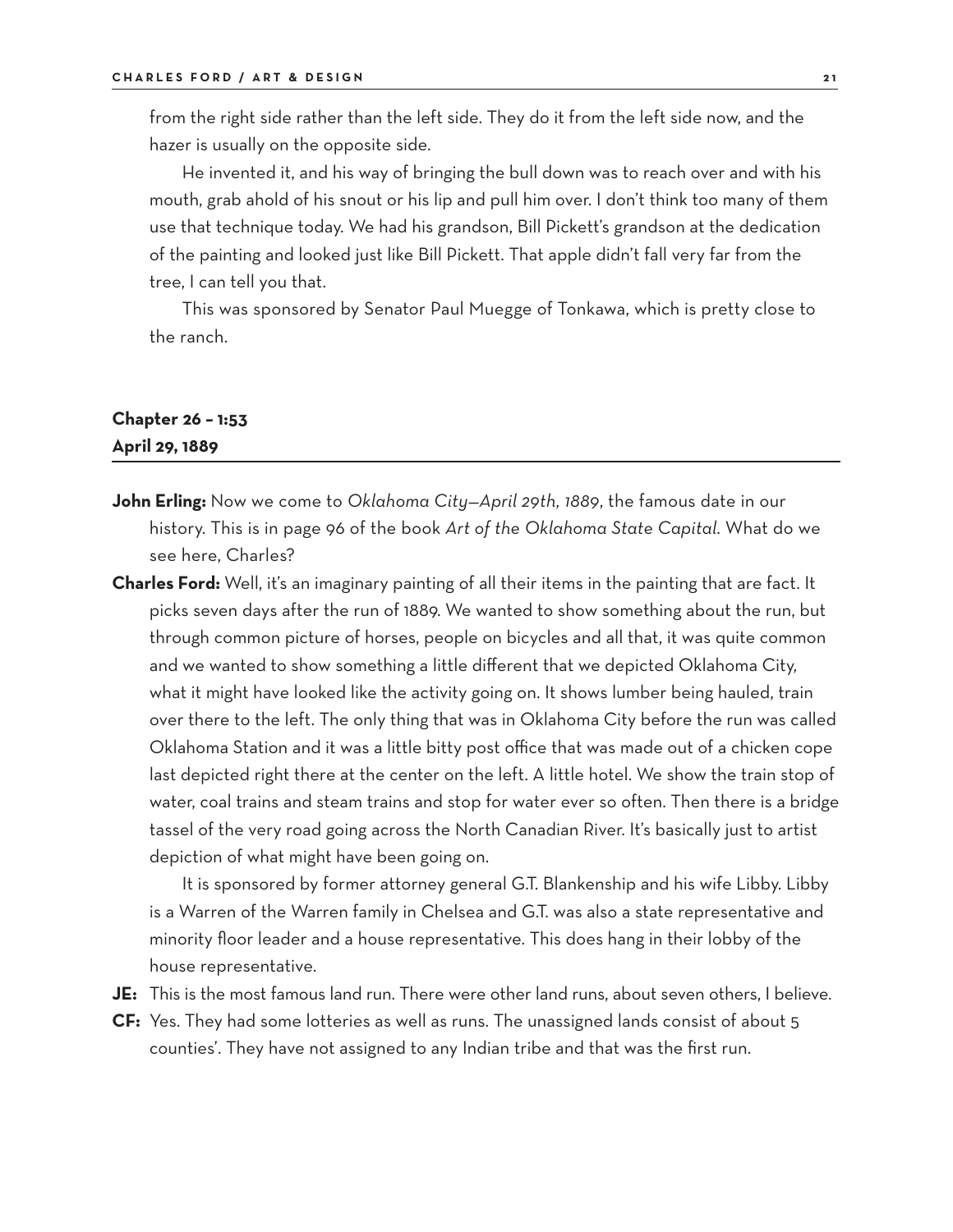from the right side rather than the left side. They do it from the left side now, and the hazer is usually on the opposite side.

He invented it, and his way of bringing the bull down was to reach over and with his mouth, grab ahold of his snout or his lip and pull him over. I don't think too many of them use that technique today. We had his grandson, Bill Pickett's grandson at the dedication of the painting and looked just like Bill Pickett. That apple didn't fall very far from the tree, I can tell you that.

This was sponsored by Senator Paul Muegge of Tonkawa, which is pretty close to the ranch.

## Chapter 26 – 1:53
## April 29, 1889

**John Erling:** Now we come to *Oklahoma City—April 29th, 1889*, the famous date in our history. This is in page 96 of the book *Art of the Oklahoma State Capital*. What do we see here, Charles?

**Charles Ford:** Well, it's an imaginary painting of all their items in the painting that are fact. It picks seven days after the run of 1889. We wanted to show something about the run, but through common picture of horses, people on bicycles and all that, it was quite common and we wanted to show something a little different that we depicted Oklahoma City, what it might have looked like the activity going on. It shows lumber being hauled, train over there to the left. The only thing that was in Oklahoma City before the run was called Oklahoma Station and it was a little bitty post office that was made out of a chicken cope last depicted right there at the center on the left. A little hotel. We show the train stop of water, coal trains and steam trains and stop for water ever so often. Then there is a bridge tassel of the very road going across the North Canadian River. It's basically just to artist depiction of what might have been going on.

It is sponsored by former attorney general G.T. Blankenship and his wife Libby. Libby is a Warren of the Warren family in Chelsea and G.T. was also a state representative and minority floor leader and a house representative. This does hang in their lobby of the house representative.

**JE:** This is the most famous land run. There were other land runs, about seven others, I believe.

**CF:** Yes. They had some lotteries as well as runs. The unassigned lands consist of about 5 counties'. They have not assigned to any Indian tribe and that was the first run.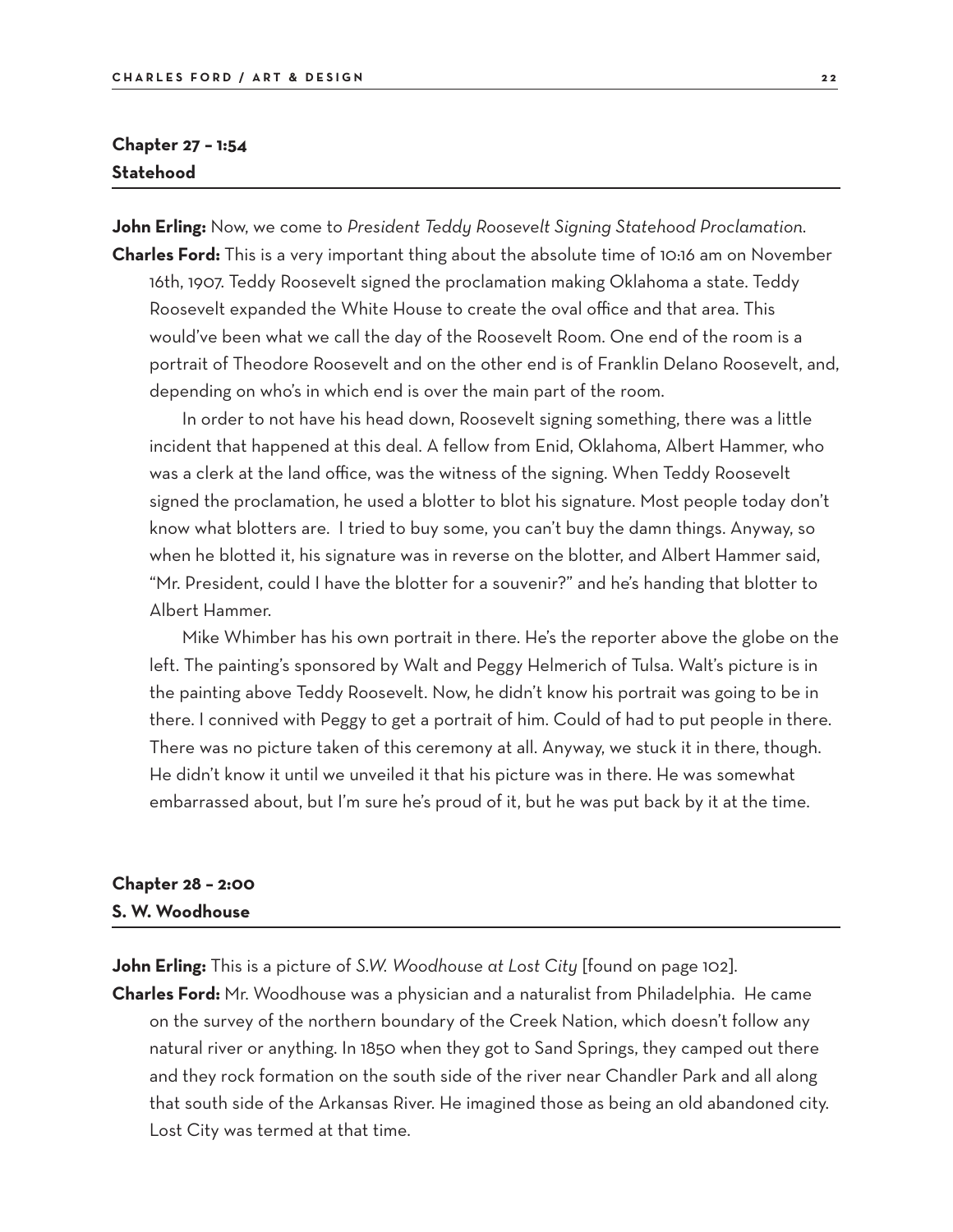## Chapter 27 – 1:54
## Statehood

**John Erling:** Now, we come to *President Teddy Roosevelt Signing Statehood Proclamation.*

**Charles Ford:** This is a very important thing about the absolute time of 10:16 am on November 16th, 1907. Teddy Roosevelt signed the proclamation making Oklahoma a state. Teddy Roosevelt expanded the White House to create the oval office and that area. This would've been what we call the day of the Roosevelt Room. One end of the room is a portrait of Theodore Roosevelt and on the other end is of Franklin Delano Roosevelt, and, depending on who's in which end is over the main part of the room.

In order to not have his head down, Roosevelt signing something, there was a little incident that happened at this deal. A fellow from Enid, Oklahoma, Albert Hammer, who was a clerk at the land office, was the witness of the signing. When Teddy Roosevelt signed the proclamation, he used a blotter to blot his signature. Most people today don't know what blotters are. I tried to buy some, you can't buy the damn things. Anyway, so when he blotted it, his signature was in reverse on the blotter, and Albert Hammer said, "Mr. President, could I have the blotter for a souvenir?" and he's handing that blotter to Albert Hammer.

Mike Whimber has his own portrait in there. He's the reporter above the globe on the left. The painting's sponsored by Walt and Peggy Helmerich of Tulsa. Walt's picture is in the painting above Teddy Roosevelt. Now, he didn't know his portrait was going to be in there. I connived with Peggy to get a portrait of him. Could of had to put people in there. There was no picture taken of this ceremony at all. Anyway, we stuck it in there, though. He didn't know it until we unveiled it that his picture was in there. He was somewhat embarrassed about, but I'm sure he's proud of it, but he was put back by it at the time.

## Chapter 28 – 2:00
## S. W. Woodhouse

**John Erling:** This is a picture of *S.W. Woodhouse at Lost City* [found on page 102].

**Charles Ford:** Mr. Woodhouse was a physician and a naturalist from Philadelphia. He came on the survey of the northern boundary of the Creek Nation, which doesn't follow any natural river or anything. In 1850 when they got to Sand Springs, they camped out there and they rock formation on the south side of the river near Chandler Park and all along that south side of the Arkansas River. He imagined those as being an old abandoned city. Lost City was termed at that time.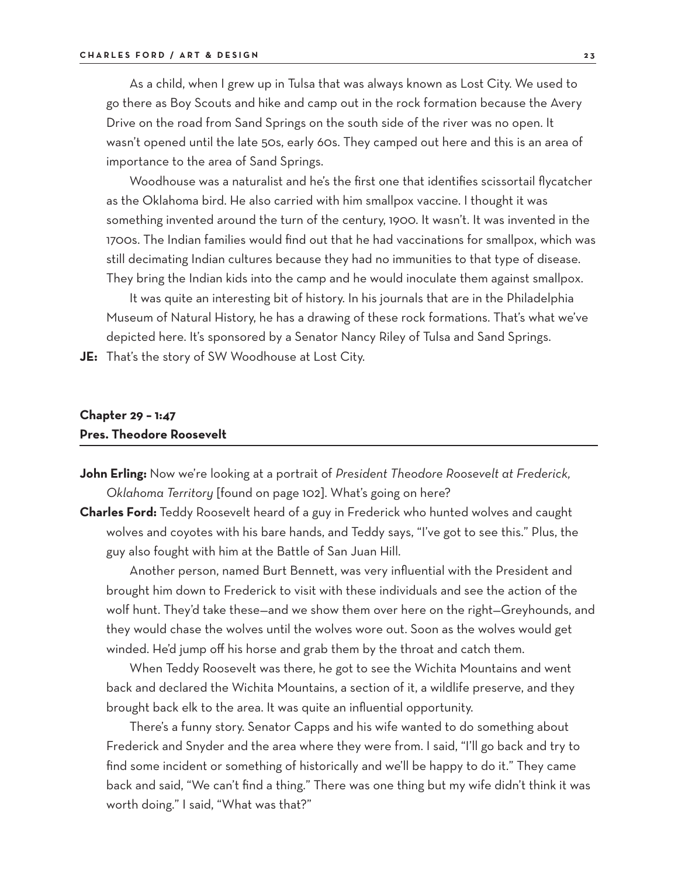As a child, when I grew up in Tulsa that was always known as Lost City. We used to go there as Boy Scouts and hike and camp out in the rock formation because the Avery Drive on the road from Sand Springs on the south side of the river was no open. It wasn't opened until the late 50s, early 60s. They camped out here and this is an area of importance to the area of Sand Springs.

Woodhouse was a naturalist and he's the first one that identifies scissortail flycatcher as the Oklahoma bird. He also carried with him smallpox vaccine. I thought it was something invented around the turn of the century, 1900. It wasn't. It was invented in the 1700s. The Indian families would find out that he had vaccinations for smallpox, which was still decimating Indian cultures because they had no immunities to that type of disease. They bring the Indian kids into the camp and he would inoculate them against smallpox.

It was quite an interesting bit of history. In his journals that are in the Philadelphia Museum of Natural History, he has a drawing of these rock formations. That's what we've depicted here. It's sponsored by a Senator Nancy Riley of Tulsa and Sand Springs.

**JE:** That's the story of SW Woodhouse at Lost City.

## Chapter 29 – 1:47
## Pres. Theodore Roosevelt

**John Erling:** Now we're looking at a portrait of *President Theodore Roosevelt at Frederick, Oklahoma Territory* [found on page 102]. What's going on here?

**Charles Ford:** Teddy Roosevelt heard of a guy in Frederick who hunted wolves and caught wolves and coyotes with his bare hands, and Teddy says, "I've got to see this." Plus, the guy also fought with him at the Battle of San Juan Hill.

Another person, named Burt Bennett, was very influential with the President and brought him down to Frederick to visit with these individuals and see the action of the wolf hunt. They'd take these—and we show them over here on the right—Greyhounds, and they would chase the wolves until the wolves wore out. Soon as the wolves would get winded. He'd jump off his horse and grab them by the throat and catch them.

When Teddy Roosevelt was there, he got to see the Wichita Mountains and went back and declared the Wichita Mountains, a section of it, a wildlife preserve, and they brought back elk to the area. It was quite an influential opportunity.

There's a funny story. Senator Capps and his wife wanted to do something about Frederick and Snyder and the area where they were from. I said, "I'll go back and try to find some incident or something of historically and we'll be happy to do it." They came back and said, "We can't find a thing." There was one thing but my wife didn't think it was worth doing." I said, "What was that?"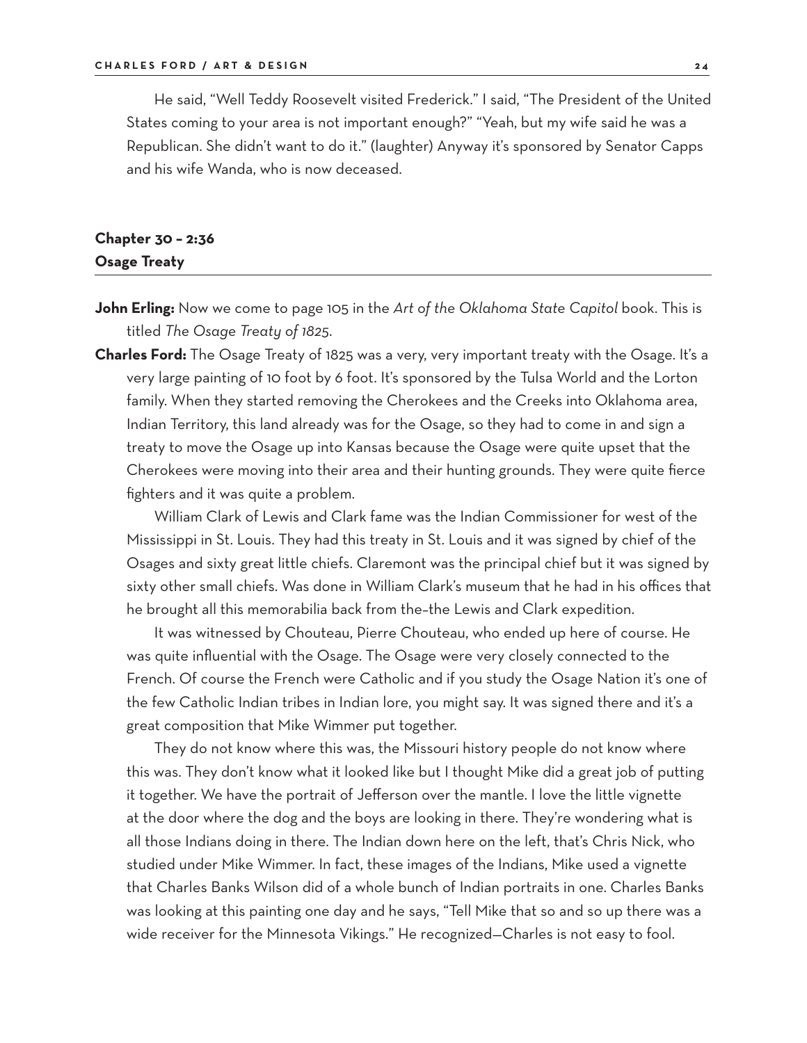He said, "Well Teddy Roosevelt visited Frederick." I said, "The President of the United States coming to your area is not important enough?" "Yeah, but my wife said he was a Republican. She didn't want to do it." (laughter) Anyway it's sponsored by Senator Capps and his wife Wanda, who is now deceased.

## Chapter 30 – 2:36
## Osage Treaty

**John Erling:** Now we come to page 105 in the *Art of the Oklahoma State Capitol* book. This is titled *The Osage Treaty of 1825*.

**Charles Ford:** The Osage Treaty of 1825 was a very, very important treaty with the Osage. It's a very large painting of 10 foot by 6 foot. It's sponsored by the Tulsa World and the Lorton family. When they started removing the Cherokees and the Creeks into Oklahoma area, Indian Territory, this land already was for the Osage, so they had to come in and sign a treaty to move the Osage up into Kansas because the Osage were quite upset that the Cherokees were moving into their area and their hunting grounds. They were quite fierce fighters and it was quite a problem.

William Clark of Lewis and Clark fame was the Indian Commissioner for west of the Mississippi in St. Louis. They had this treaty in St. Louis and it was signed by chief of the Osages and sixty great little chiefs. Claremont was the principal chief but it was signed by sixty other small chiefs. Was done in William Clark's museum that he had in his offices that he brought all this memorabilia back from the–the Lewis and Clark expedition.

It was witnessed by Chouteau, Pierre Chouteau, who ended up here of course. He was quite influential with the Osage. The Osage were very closely connected to the French. Of course the French were Catholic and if you study the Osage Nation it's one of the few Catholic Indian tribes in Indian lore, you might say. It was signed there and it's a great composition that Mike Wimmer put together.

They do not know where this was, the Missouri history people do not know where this was. They don't know what it looked like but I thought Mike did a great job of putting it together. We have the portrait of Jefferson over the mantle. I love the little vignette at the door where the dog and the boys are looking in there. They're wondering what is all those Indians doing in there. The Indian down here on the left, that's Chris Nick, who studied under Mike Wimmer. In fact, these images of the Indians, Mike used a vignette that Charles Banks Wilson did of a whole bunch of Indian portraits in one. Charles Banks was looking at this painting one day and he says, "Tell Mike that so and so up there was a wide receiver for the Minnesota Vikings." He recognized—Charles is not easy to fool.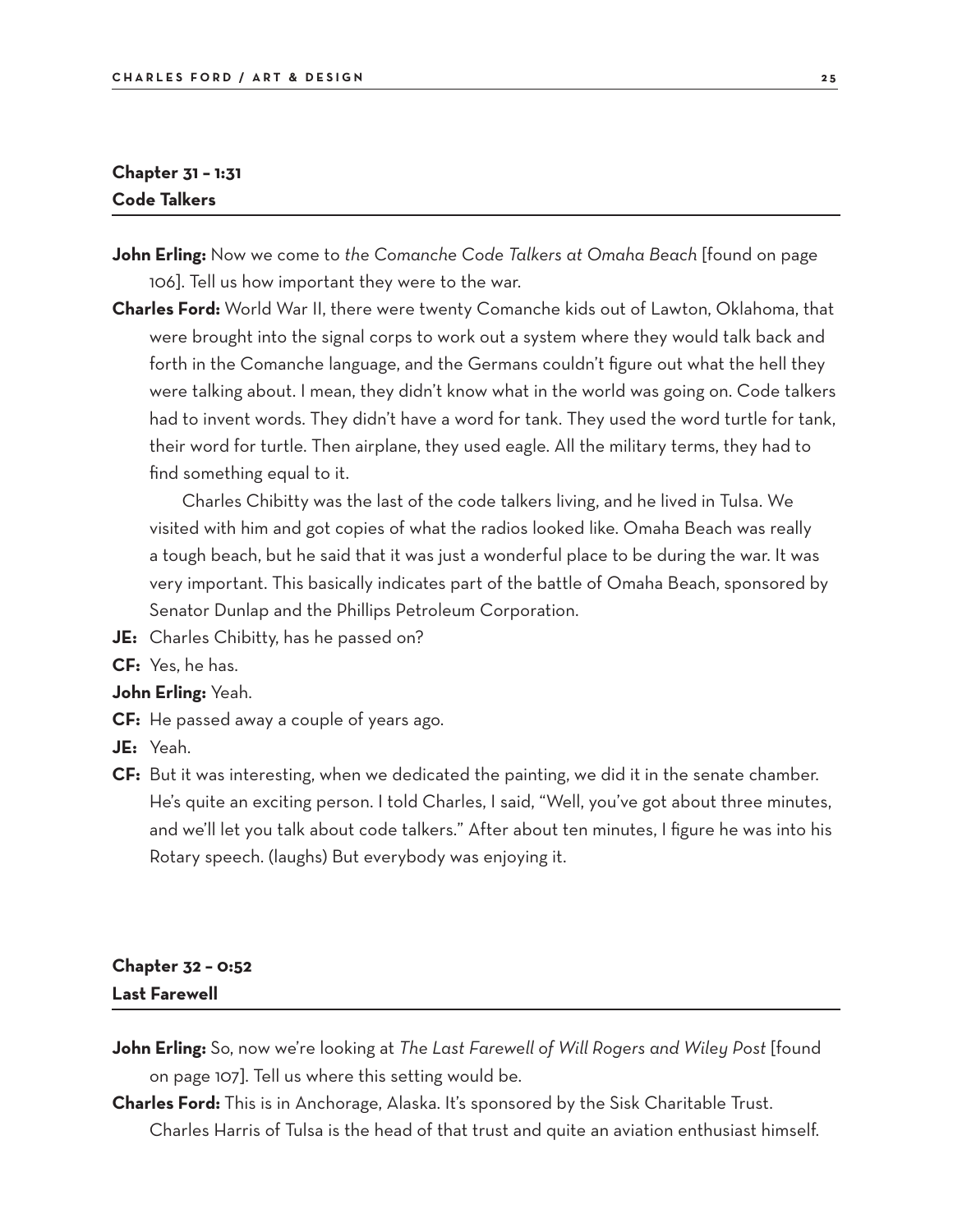## Chapter 31 – 1:31
## Code Talkers

**John Erling:** Now we come to *the Comanche Code Talkers at Omaha Beach* [found on page 106]. Tell us how important they were to the war.

**Charles Ford:** World War II, there were twenty Comanche kids out of Lawton, Oklahoma, that were brought into the signal corps to work out a system where they would talk back and forth in the Comanche language, and the Germans couldn't figure out what the hell they were talking about. I mean, they didn't know what in the world was going on. Code talkers had to invent words. They didn't have a word for tank. They used the word turtle for tank, their word for turtle. Then airplane, they used eagle. All the military terms, they had to find something equal to it.

Charles Chibitty was the last of the code talkers living, and he lived in Tulsa. We visited with him and got copies of what the radios looked like. Omaha Beach was really a tough beach, but he said that it was just a wonderful place to be during the war. It was very important. This basically indicates part of the battle of Omaha Beach, sponsored by Senator Dunlap and the Phillips Petroleum Corporation.

**JE:** Charles Chibitty, has he passed on?

**CF:** Yes, he has.

**John Erling:** Yeah.

**CF:** He passed away a couple of years ago.

**JE:** Yeah.

**CF:** But it was interesting, when we dedicated the painting, we did it in the senate chamber. He's quite an exciting person. I told Charles, I said, "Well, you've got about three minutes, and we'll let you talk about code talkers." After about ten minutes, I figure he was into his Rotary speech. (laughs) But everybody was enjoying it.

## Chapter 32 – 0:52
## Last Farewell

**John Erling:** So, now we're looking at *The Last Farewell of Will Rogers and Wiley Post* [found on page 107]. Tell us where this setting would be.

**Charles Ford:** This is in Anchorage, Alaska. It's sponsored by the Sisk Charitable Trust. Charles Harris of Tulsa is the head of that trust and quite an aviation enthusiast himself.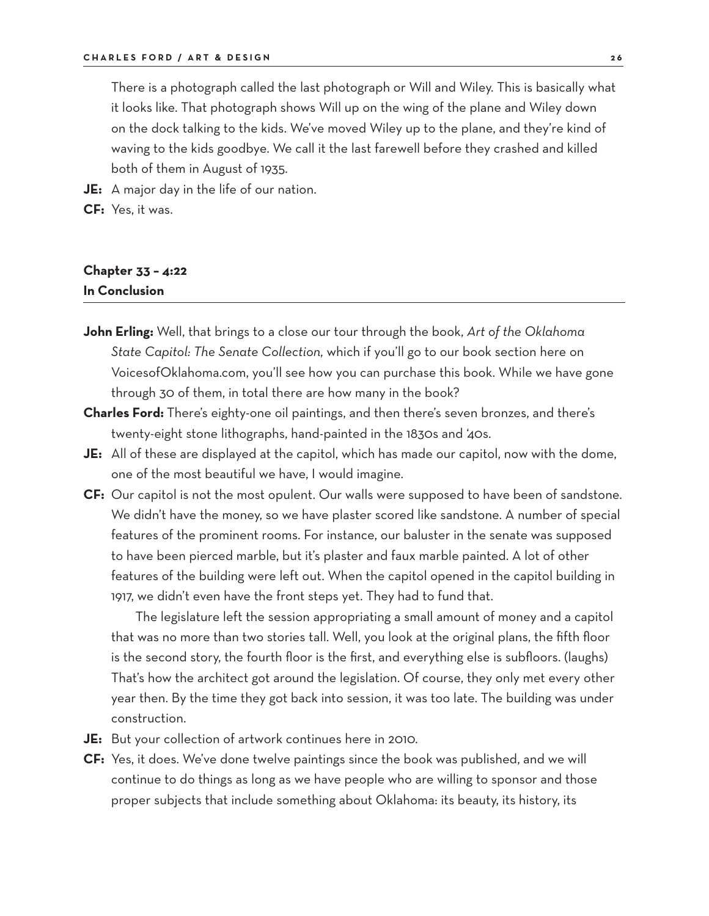There is a photograph called the last photograph or Will and Wiley. This is basically what it looks like. That photograph shows Will up on the wing of the plane and Wiley down on the dock talking to the kids. We've moved Wiley up to the plane, and they're kind of waving to the kids goodbye. We call it the last farewell before they crashed and killed both of them in August of 1935.

**JE:** A major day in the life of our nation.

**CF:** Yes, it was.

## Chapter 33 – 4:22
## In Conclusion

**John Erling:** Well, that brings to a close our tour through the book, *Art of the Oklahoma State Capitol: The Senate Collection,* which if you'll go to our book section here on VoicesofOklahoma.com, you'll see how you can purchase this book. While we have gone through 30 of them, in total there are how many in the book?

**Charles Ford:** There's eighty-one oil paintings, and then there's seven bronzes, and there's twenty-eight stone lithographs, hand-painted in the 1830s and '40s.

**JE:** All of these are displayed at the capitol, which has made our capitol, now with the dome, one of the most beautiful we have, I would imagine.

**CF:** Our capitol is not the most opulent. Our walls were supposed to have been of sandstone. We didn't have the money, so we have plaster scored like sandstone. A number of special features of the prominent rooms. For instance, our baluster in the senate was supposed to have been pierced marble, but it's plaster and faux marble painted. A lot of other features of the building were left out. When the capitol opened in the capitol building in 1917, we didn't even have the front steps yet. They had to fund that.

The legislature left the session appropriating a small amount of money and a capitol that was no more than two stories tall. Well, you look at the original plans, the fifth floor is the second story, the fourth floor is the first, and everything else is subfloors. (laughs) That's how the architect got around the legislation. Of course, they only met every other year then. By the time they got back into session, it was too late. The building was under construction.

**JE:** But your collection of artwork continues here in 2010.

**CF:** Yes, it does. We've done twelve paintings since the book was published, and we will continue to do things as long as we have people who are willing to sponsor and those proper subjects that include something about Oklahoma: its beauty, its history, its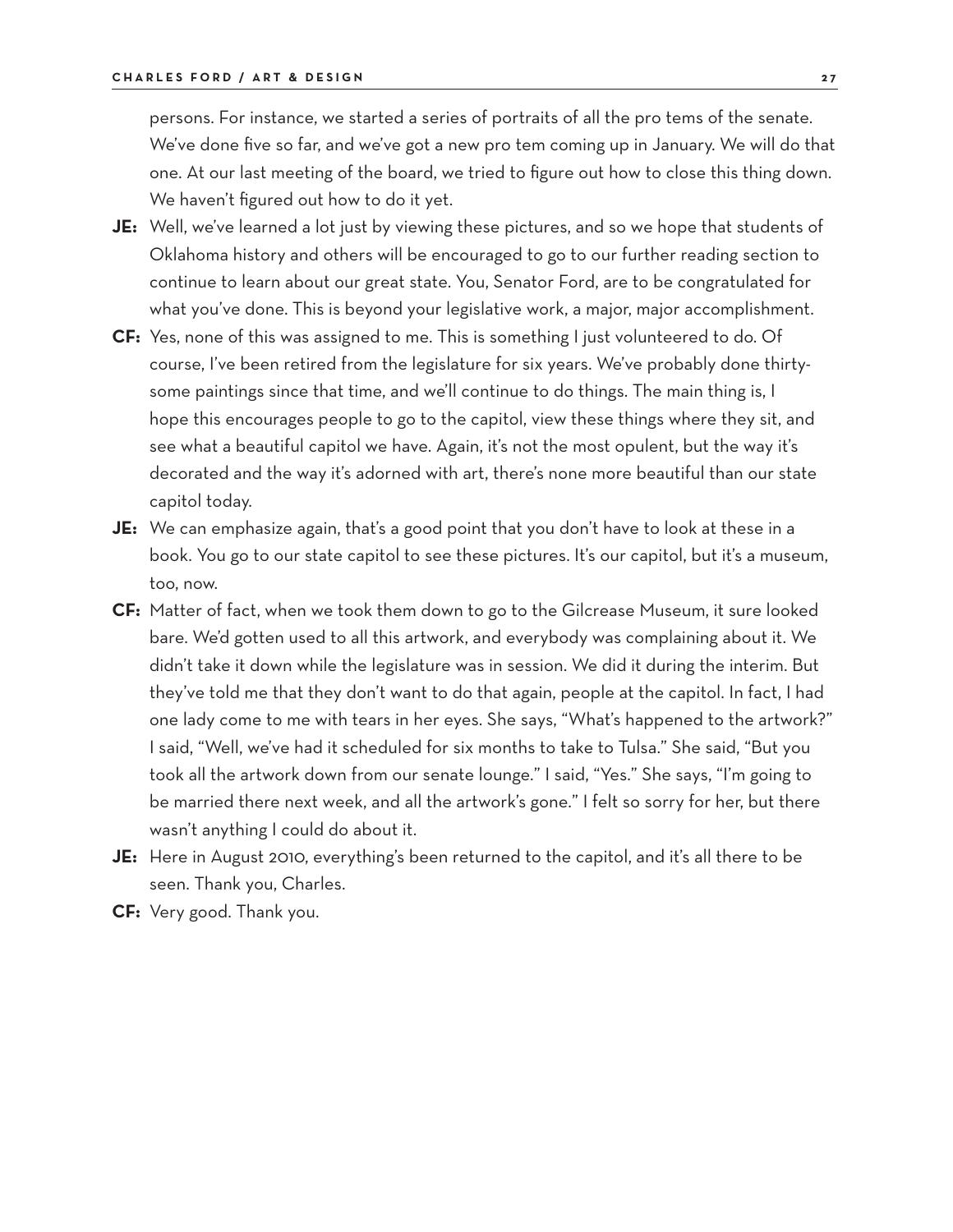persons. For instance, we started a series of portraits of all the pro tems of the senate. We've done five so far, and we've got a new pro tem coming up in January. We will do that one. At our last meeting of the board, we tried to figure out how to close this thing down. We haven't figured out how to do it yet.

**JE:** Well, we've learned a lot just by viewing these pictures, and so we hope that students of Oklahoma history and others will be encouraged to go to our further reading section to continue to learn about our great state. You, Senator Ford, are to be congratulated for what you've done. This is beyond your legislative work, a major, major accomplishment.

**CF:** Yes, none of this was assigned to me. This is something I just volunteered to do. Of course, I've been retired from the legislature for six years. We've probably done thirty-some paintings since that time, and we'll continue to do things. The main thing is, I hope this encourages people to go to the capitol, view these things where they sit, and see what a beautiful capitol we have. Again, it's not the most opulent, but the way it's decorated and the way it's adorned with art, there's none more beautiful than our state capitol today.

**JE:** We can emphasize again, that's a good point that you don't have to look at these in a book. You go to our state capitol to see these pictures. It's our capitol, but it's a museum, too, now.

**CF:** Matter of fact, when we took them down to go to the Gilcrease Museum, it sure looked bare. We'd gotten used to all this artwork, and everybody was complaining about it. We didn't take it down while the legislature was in session. We did it during the interim. But they've told me that they don't want to do that again, people at the capitol. In fact, I had one lady come to me with tears in her eyes. She says, "What's happened to the artwork?" I said, "Well, we've had it scheduled for six months to take to Tulsa." She said, "But you took all the artwork down from our senate lounge." I said, "Yes." She says, "I'm going to be married there next week, and all the artwork's gone." I felt so sorry for her, but there wasn't anything I could do about it.

**JE:** Here in August 2010, everything's been returned to the capitol, and it's all there to be seen. Thank you, Charles.

**CF:** Very good. Thank you.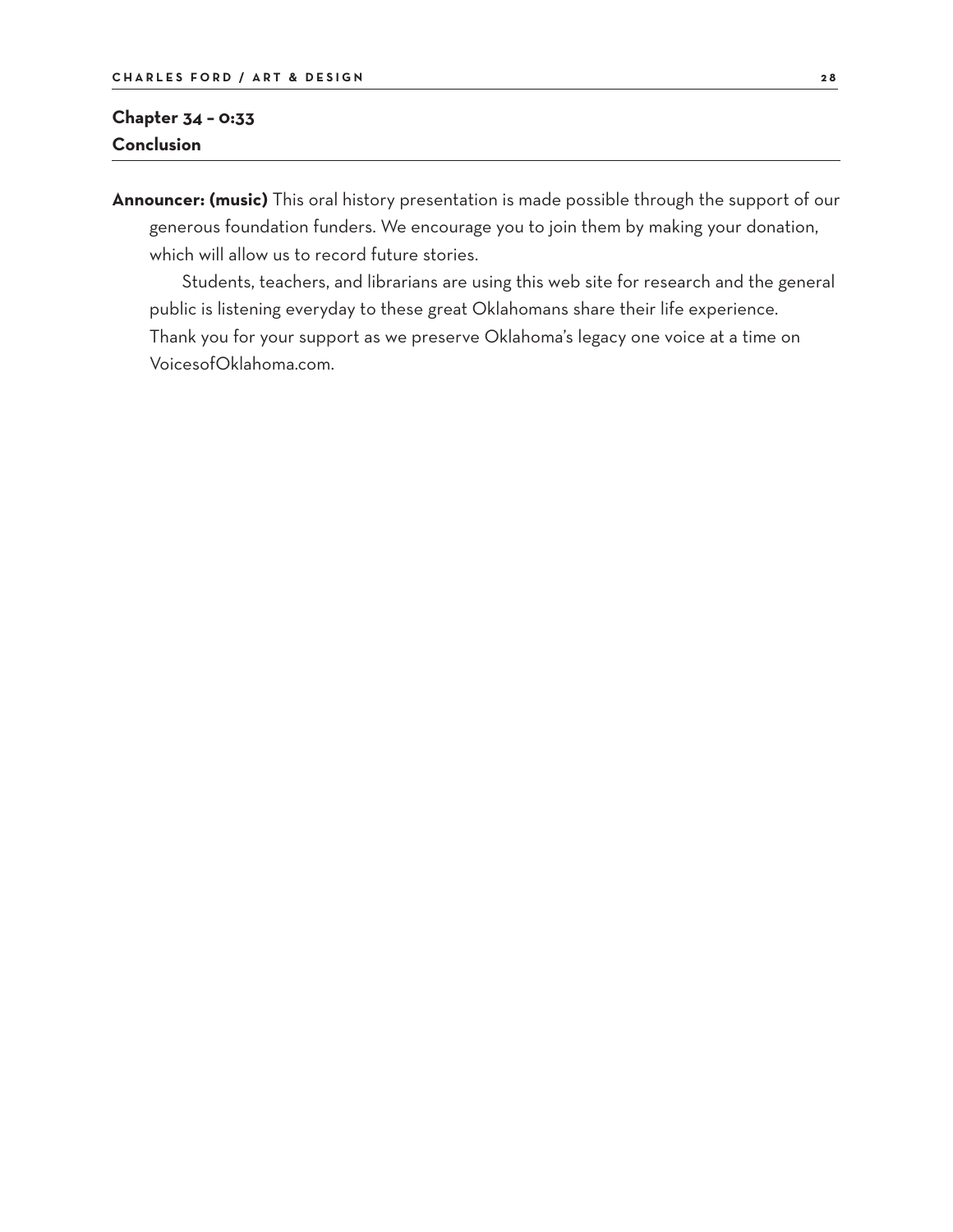## Chapter 34 – 0:33
## Conclusion

**Announcer: (music)** This oral history presentation is made possible through the support of our generous foundation funders. We encourage you to join them by making your donation, which will allow us to record future stories.

Students, teachers, and librarians are using this web site for research and the general public is listening everyday to these great Oklahomans share their life experience. Thank you for your support as we preserve Oklahoma's legacy one voice at a time on VoicesofOklahoma.com.